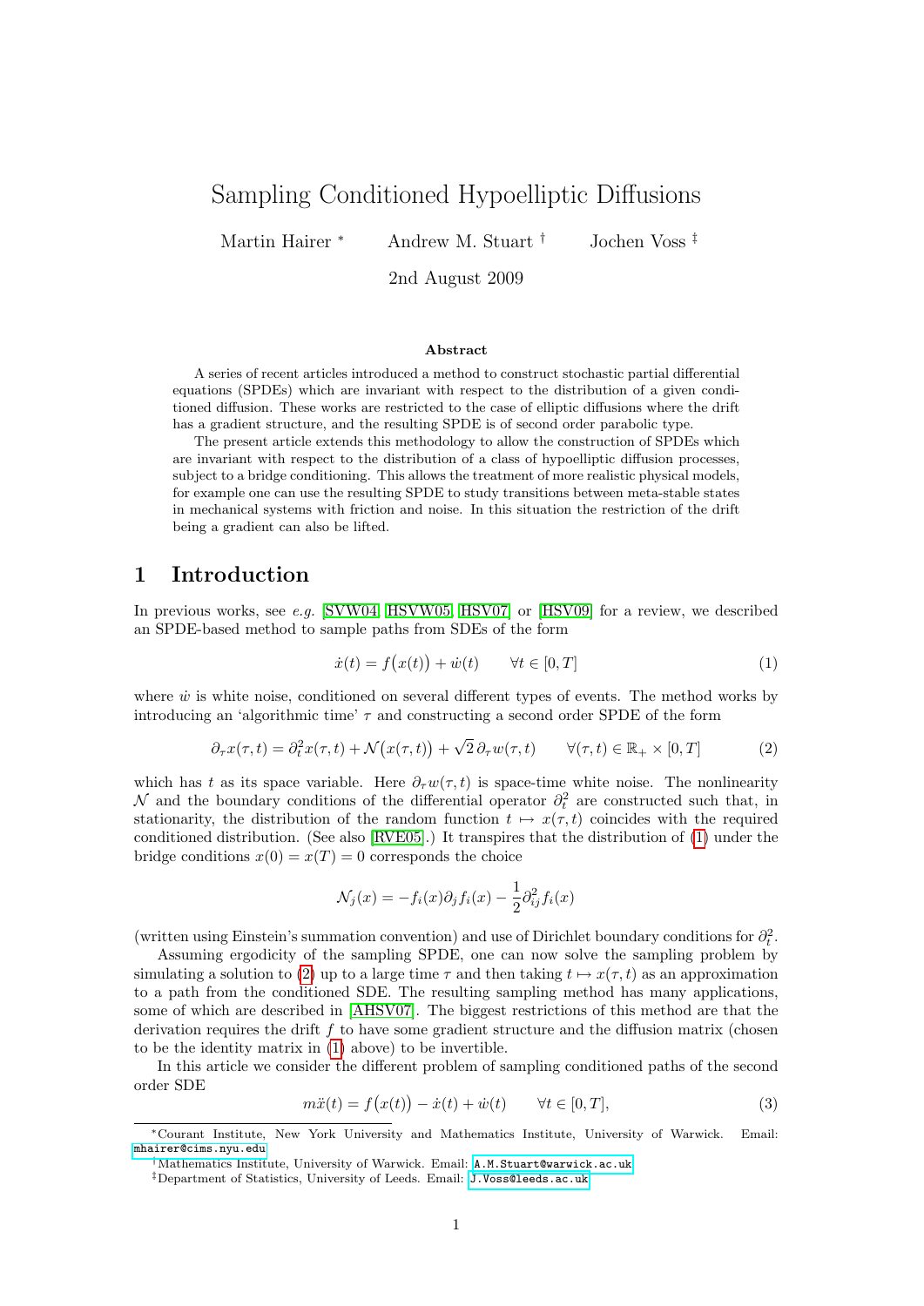# Sampling Conditioned Hypoelliptic Diffusions

Martin Hairer [*] Andrew M. Stuart [†] Jochen Voss [‡]

2nd August 2009

### Abstract

A series of recent articles introduced a method to construct stochastic partial differential equations (SPDEs) which are invariant with respect to the distribution of a given conditioned diffusion. These works are restricted to the case of elliptic diffusions where the drift has a gradient structure, and the resulting SPDE is of second order parabolic type.

The present article extends this methodology to allow the construction of SPDEs which are invariant with respect to the distribution of a class of hypoelliptic diffusion processes, subject to a bridge conditioning. This allows the treatment of more realistic physical models, for example one can use the resulting SPDE to study transitions between meta-stable states in mechanical systems with friction and noise. In this situation the restriction of the drift being a gradient can also be lifted.

## 1 Introduction

In previous works, see *e.g.* [SVW04, HSVW05, HSV07] or [HSV09] for a review, we described an SPDE-based method to sample paths from SDEs of the form

$$\dot{x}(t) = f\big(x(t)\big) + \dot{w}(t) \qquad \forall t \in [0,T] \tag{1}$$

where $\dot{w}$ is white noise, conditioned on several different types of events. The method works by introducing an 'algorithmic time' $\tau$ and constructing a second order SPDE of the form

$$\partial_\tau x(\tau,t) = \partial_t^2 x(\tau,t) + \mathcal{N}\big(x(\tau,t)\big) + \sqrt{2}\,\partial_\tau w(\tau,t) \qquad \forall (\tau,t) \in \mathbb{R}_+ \times [0,T] \tag{2}$$

which has $t$ as its space variable. Here $\partial_\tau w(\tau,t)$ is space-time white noise. The nonlinearity $\mathcal{N}$ and the boundary conditions of the differential operator $\partial_t^2$ are constructed such that, in stationarity, the distribution of the random function $t \mapsto x(\tau,t)$ coincides with the required conditioned distribution. (See also [RVE05].) It transpires that the distribution of (1) under the bridge conditions $x(0) = x(T) = 0$ corresponds the choice

$$\mathcal{N}_j(x) = -f_i(x)\partial_j f_i(x) - \frac{1}{2}\partial_{ij}^2 f_i(x)$$

(written using Einstein's summation convention) and use of Dirichlet boundary conditions for $\partial_t^2$.

Assuming ergodicity of the sampling SPDE, one can now solve the sampling problem by simulating a solution to (2) up to a large time $\tau$ and then taking $t \mapsto x(\tau,t)$ as an approximation to a path from the conditioned SDE. The resulting sampling method has many applications, some of which are described in [AHSV07]. The biggest restrictions of this method are that the derivation requires the drift $f$ to have some gradient structure and the diffusion matrix (chosen to be the identity matrix in (1) above) to be invertible.

In this article we consider the different problem of sampling conditioned paths of the second order SDE

$$m\ddot{x}(t) = f\big(x(t)\big) - \dot{x}(t) + \dot{w}(t) \qquad \forall t \in [0,T], \tag{3}$$

[*] Courant Institute, New York University and Mathematics Institute, University of Warwick. Email: mhairer@cims.nyu.edu

[†] Mathematics Institute, University of Warwick. Email: A.M.Stuart@warwick.ac.uk

[‡] Department of Statistics, University of Leeds. Email: J.Voss@leeds.ac.uk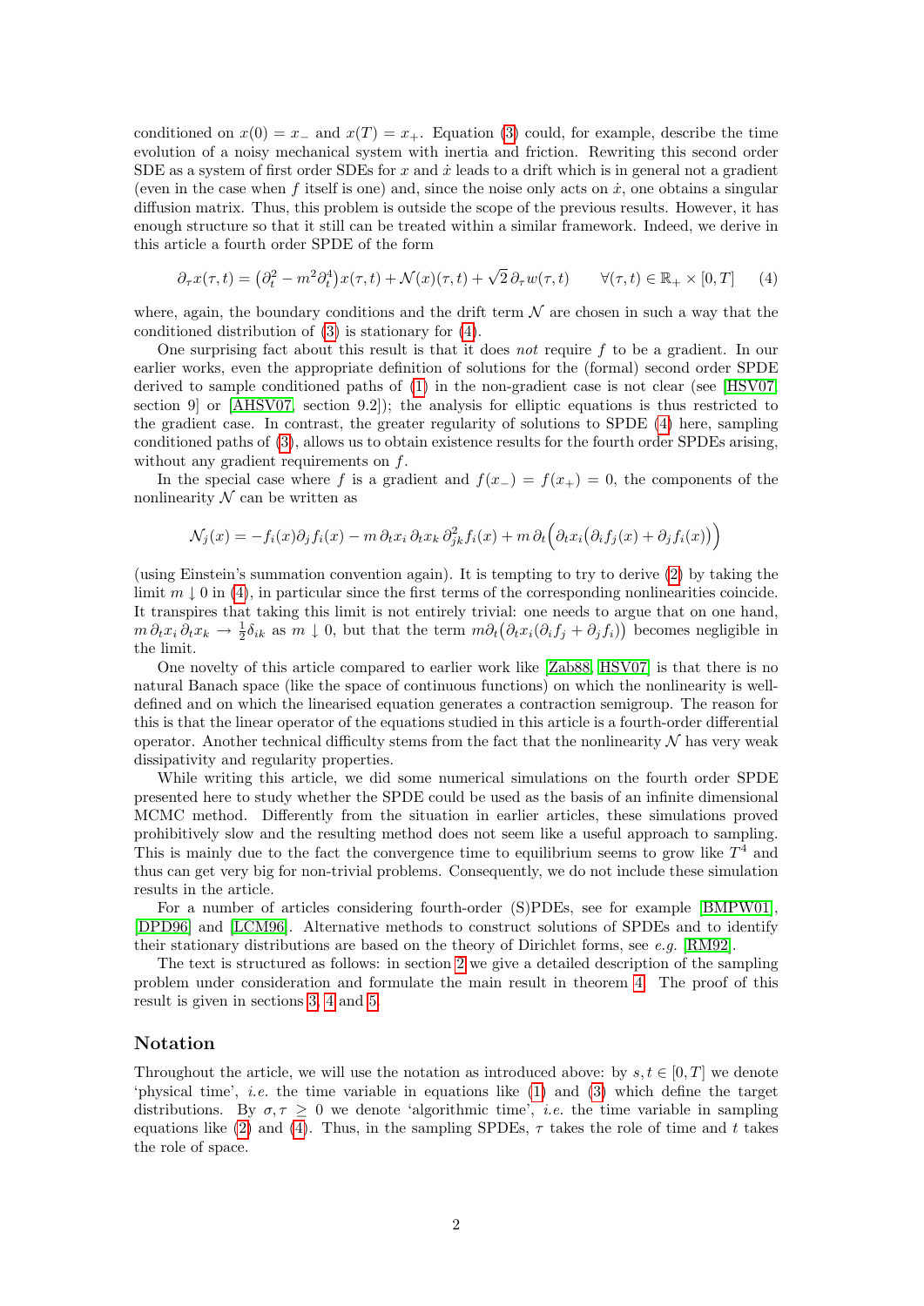conditioned on $x(0) = x_-$ and $x(T) = x_+$. Equation (3) could, for example, describe the time evolution of a noisy mechanical system with inertia and friction. Rewriting this second order SDE as a system of first order SDEs for $x$ and $\dot{x}$ leads to a drift which is in general not a gradient (even in the case when $f$ itself is one) and, since the noise only acts on $\dot{x}$, one obtains a singular diffusion matrix. Thus, this problem is outside the scope of the previous results. However, it has enough structure so that it still can be treated within a similar framework. Indeed, we derive in this article a fourth order SPDE of the form

$$\partial_\tau x(\tau, t) = \big(\partial_t^2 - m^2 \partial_t^4\big) x(\tau, t) + \mathcal{N}(x)(\tau, t) + \sqrt{2}\, \partial_\tau w(\tau, t) \qquad \forall (\tau, t) \in \mathbb{R}_+ \times [0, T] \tag{4}$$

where, again, the boundary conditions and the drift term $\mathcal{N}$ are chosen in such a way that the conditioned distribution of (3) is stationary for (4).

One surprising fact about this result is that it does *not* require $f$ to be a gradient. In our earlier works, even the appropriate definition of solutions for the (formal) second order SPDE derived to sample conditioned paths of (1) in the non-gradient case is not clear (see [HSV07, section 9] or [AHSV07, section 9.2]); the analysis for elliptic equations is thus restricted to the gradient case. In contrast, the greater regularity of solutions to SPDE (4) here, sampling conditioned paths of (3), allows us to obtain existence results for the fourth order SPDEs arising, without any gradient requirements on $f$.

In the special case where $f$ is a gradient and $f(x_-) = f(x_+) = 0$, the components of the nonlinearity $\mathcal{N}$ can be written as

$$\mathcal{N}_j(x) = -f_i(x) \partial_j f_i(x) - m\, \partial_t x_i\, \partial_t x_k\, \partial_{jk}^2 f_i(x) + m\, \partial_t \Big( \partial_t x_i \big( \partial_i f_j(x) + \partial_j f_i(x) \big) \Big)$$

(using Einstein's summation convention again). It is tempting to try to derive (2) by taking the limit $m \downarrow 0$ in (4), in particular since the first terms of the corresponding nonlinearities coincide. It transpires that taking this limit is not entirely trivial: one needs to argue that on one hand, $m\, \partial_t x_i\, \partial_t x_k \to \frac{1}{2} \delta_{ik}$ as $m \downarrow 0$, but that the term $m \partial_t \big( \partial_t x_i (\partial_i f_j + \partial_j f_i) \big)$ becomes negligible in the limit.

One novelty of this article compared to earlier work like [Zab88, HSV07] is that there is no natural Banach space (like the space of continuous functions) on which the nonlinearity is well-defined and on which the linearised equation generates a contraction semigroup. The reason for this is that the linear operator of the equations studied in this article is a fourth-order differential operator. Another technical difficulty stems from the fact that the nonlinearity $\mathcal{N}$ has very weak dissipativity and regularity properties.

While writing this article, we did some numerical simulations on the fourth order SPDE presented here to study whether the SPDE could be used as the basis of an infinite dimensional MCMC method. Differently from the situation in earlier articles, these simulations proved prohibitively slow and the resulting method does not seem like a useful approach to sampling. This is mainly due to the fact the convergence time to equilibrium seems to grow like $T^4$ and thus can get very big for non-trivial problems. Consequently, we do not include these simulation results in the article.

For a number of articles considering fourth-order (S)PDEs, see for example [BMPW01], [DPD96] and [LCM96]. Alternative methods to construct solutions of SPDEs and to identify their stationary distributions are based on the theory of Dirichlet forms, see *e.g.* [RM92].

The text is structured as follows: in section 2 we give a detailed description of the sampling problem under consideration and formulate the main result in theorem 4. The proof of this result is given in sections 3, 4 and 5.

## Notation

Throughout the article, we will use the notation as introduced above: by $s, t \in [0, T]$ we denote 'physical time', *i.e.* the time variable in equations like (1) and (3) which define the target distributions. By $\sigma, \tau \geq 0$ we denote 'algorithmic time', *i.e.* the time variable in sampling equations like (2) and (4). Thus, in the sampling SPDEs, $\tau$ takes the role of time and $t$ takes the role of space.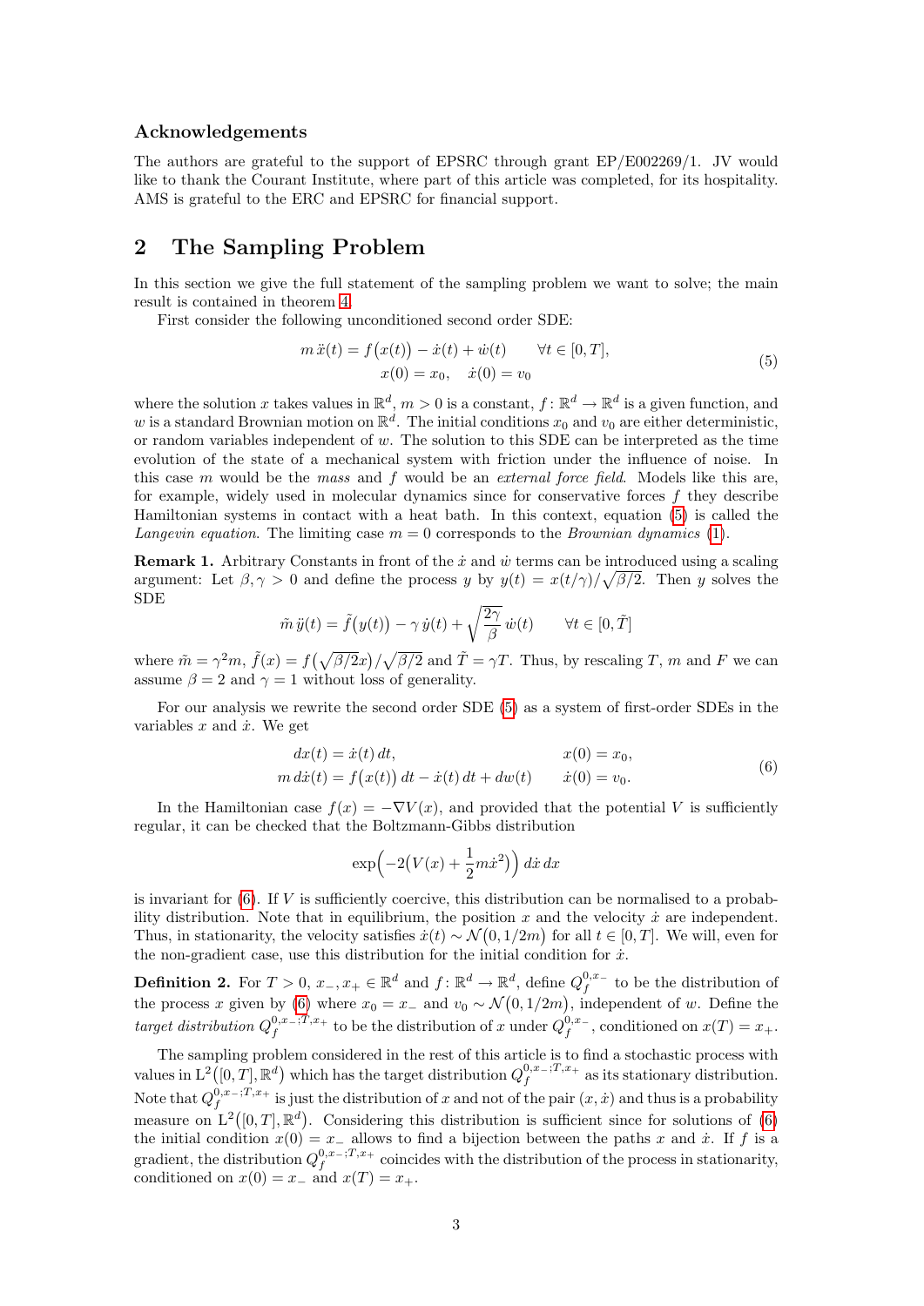### Acknowledgements

The authors are grateful to the support of EPSRC through grant EP/E002269/1. JV would like to thank the Courant Institute, where part of this article was completed, for its hospitality. AMS is grateful to the ERC and EPSRC for financial support.

## 2 The Sampling Problem

In this section we give the full statement of the sampling problem we want to solve; the main result is contained in theorem 4.

First consider the following unconditioned second order SDE:

$$
\begin{aligned}
m\,\ddot{x}(t) &= f\bigl(x(t)\bigr) - \dot{x}(t) + \dot{w}(t) \qquad \forall t \in [0,T], \\
x(0) &= x_0, \quad \dot{x}(0) = v_0
\end{aligned}
\tag{5}
$$

where the solution $x$ takes values in $\mathbb{R}^d$, $m > 0$ is a constant, $f\colon \mathbb{R}^d \to \mathbb{R}^d$ is a given function, and $w$ is a standard Brownian motion on $\mathbb{R}^d$. The initial conditions $x_0$ and $v_0$ are either deterministic, or random variables independent of $w$. The solution to this SDE can be interpreted as the time evolution of the state of a mechanical system with friction under the influence of noise. In this case $m$ would be the *mass* and $f$ would be an *external force field*. Models like this are, for example, widely used in molecular dynamics since for conservative forces $f$ they describe Hamiltonian systems in contact with a heat bath. In this context, equation (5) is called the *Langevin equation*. The limiting case $m = 0$ corresponds to the *Brownian dynamics* (1).

**Remark 1.** Arbitrary Constants in front of the $\dot{x}$ and $\dot{w}$ terms can be introduced using a scaling argument: Let $\beta, \gamma > 0$ and define the process $y$ by $y(t) = x(t/\gamma)/\sqrt{\beta/2}$. Then $y$ solves the SDE

$$
\tilde{m}\,\ddot{y}(t) = \tilde{f}\bigl(y(t)\bigr) - \gamma\,\dot{y}(t) + \sqrt{\frac{2\gamma}{\beta}}\,\dot{w}(t) \qquad \forall t \in [0,\tilde{T}]
$$

where $\tilde{m} = \gamma^2 m$, $\tilde{f}(x) = f\bigl(\sqrt{\beta/2}x\bigr)/\sqrt{\beta/2}$ and $\tilde{T} = \gamma T$. Thus, by rescaling $T$, $m$ and $F$ we can assume $\beta = 2$ and $\gamma = 1$ without loss of generality.

For our analysis we rewrite the second order SDE (5) as a system of first-order SDEs in the variables $x$ and $\dot{x}$. We get

$$
\begin{aligned}
dx(t) &= \dot{x}(t)\,dt, & x(0) &= x_0, \\
m\,d\dot{x}(t) &= f\bigl(x(t)\bigr)\,dt - \dot{x}(t)\,dt + dw(t) & \dot{x}(0) &= v_0.
\end{aligned}
\tag{6}
$$

In the Hamiltonian case $f(x) = -\nabla V(x)$, and provided that the potential $V$ is sufficiently regular, it can be checked that the Boltzmann-Gibbs distribution

$$
\exp\Bigl(-2\bigl(V(x) + \frac{1}{2}m\dot{x}^2\bigr)\Bigr)\,d\dot{x}\,dx
$$

is invariant for (6). If $V$ is sufficiently coercive, this distribution can be normalised to a probability distribution. Note that in equilibrium, the position $x$ and the velocity $\dot{x}$ are independent. Thus, in stationarity, the velocity satisfies $\dot{x}(t) \sim \mathcal{N}\bigl(0, 1/2m\bigr)$ for all $t \in [0,T]$. We will, even for the non-gradient case, use this distribution for the initial condition for $\dot{x}$.

**Definition 2.** For $T > 0$, $x_-, x_+ \in \mathbb{R}^d$ and $f\colon \mathbb{R}^d \to \mathbb{R}^d$, define $Q_f^{0,x_-}$ to be the distribution of the process $x$ given by (6) where $x_0 = x_-$ and $v_0 \sim \mathcal{N}\bigl(0, 1/2m\bigr)$, independent of $w$. Define the *target distribution* $Q_f^{0,x_-;T,x_+}$ to be the distribution of $x$ under $Q_f^{0,x_-}$, conditioned on $x(T) = x_+$.

The sampling problem considered in the rest of this article is to find a stochastic process with values in $\mathrm{L}^2\bigl([0,T], \mathbb{R}^d\bigr)$ which has the target distribution $Q_f^{0,x_-;T,x_+}$ as its stationary distribution. Note that $Q_f^{0,x_-;T,x_+}$ is just the distribution of $x$ and not of the pair $(x,\dot{x})$ and thus is a probability measure on $\mathrm{L}^2\bigl([0,T], \mathbb{R}^d\bigr)$. Considering this distribution is sufficient since for solutions of (6) the initial condition $x(0) = x_-$ allows to find a bijection between the paths $x$ and $\dot{x}$. If $f$ is a gradient, the distribution $Q_f^{0,x_-;T,x_+}$ coincides with the distribution of the process in stationarity, conditioned on $x(0) = x_-$ and $x(T) = x_+$.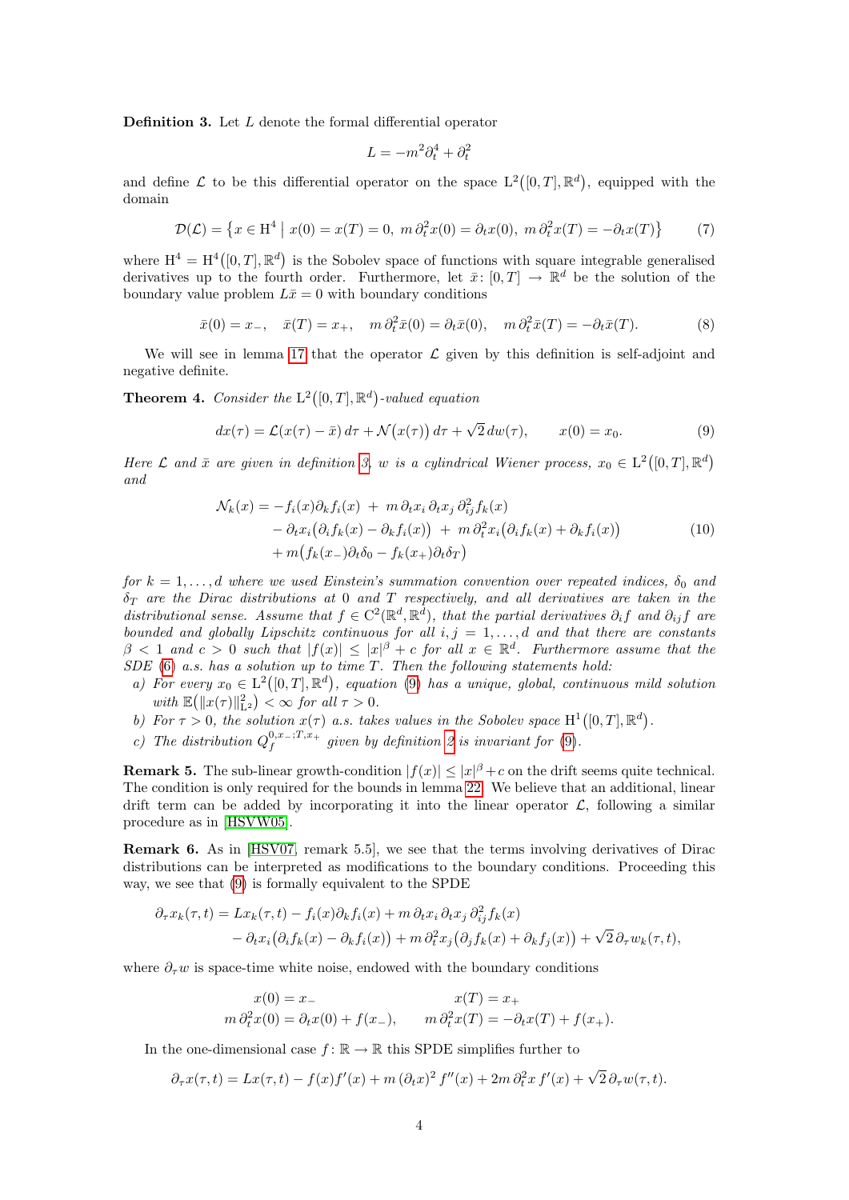**Definition 3.** Let $L$ denote the formal differential operator

$$L = -m^2 \partial_t^4 + \partial_t^2$$

and define $\mathcal{L}$ to be this differential operator on the space $\mathrm{L}^2\big([0,T], \mathbb{R}^d\big)$, equipped with the domain

$$\mathcal{D}(\mathcal{L}) = \big\{ x \in \mathrm{H}^4 \bigm| x(0) = x(T) = 0,\ m\,\partial_t^2 x(0) = \partial_t x(0),\ m\,\partial_t^2 x(T) = -\partial_t x(T) \big\} \tag{7}$$

where $\mathrm{H}^4 = \mathrm{H}^4\big([0,T], \mathbb{R}^d\big)$ is the Sobolev space of functions with square integrable generalised derivatives up to the fourth order. Furthermore, let $\bar{x}\colon [0,T] \to \mathbb{R}^d$ be the solution of the boundary value problem $L\bar{x} = 0$ with boundary conditions

$$\bar{x}(0) = x_-, \quad \bar{x}(T) = x_+, \quad m\,\partial_t^2 \bar{x}(0) = \partial_t \bar{x}(0), \quad m\,\partial_t^2 \bar{x}(T) = -\partial_t \bar{x}(T). \tag{8}$$

We will see in lemma 17 that the operator $\mathcal{L}$ given by this definition is self-adjoint and negative definite.

**Theorem 4.** *Consider the $\mathrm{L}^2\big([0,T], \mathbb{R}^d\big)$-valued equation*

$$dx(\tau) = \mathcal{L}\big(x(\tau) - \bar{x}\big)\,d\tau + \mathcal{N}\big(x(\tau)\big)\,d\tau + \sqrt{2}\,dw(\tau), \qquad x(0) = x_0. \tag{9}$$

*Here $\mathcal{L}$ and $\bar{x}$ are given in definition 3, $w$ is a cylindrical Wiener process, $x_0 \in \mathrm{L}^2\big([0,T], \mathbb{R}^d\big)$ and*

$$\begin{aligned}
\mathcal{N}_k(x) = &-f_i(x)\partial_k f_i(x) \ + \ m\,\partial_t x_i\,\partial_t x_j\,\partial_{ij}^2 f_k(x) \\
&- \partial_t x_i\big(\partial_i f_k(x) - \partial_k f_i(x)\big) \ + \ m\,\partial_t^2 x_i\big(\partial_i f_k(x) + \partial_k f_i(x)\big) \\
&+ m\big(f_k(x_-)\partial_t \delta_0 - f_k(x_+)\partial_t \delta_T\big)
\end{aligned} \tag{10}$$

*for $k = 1, \ldots, d$ where we used Einstein's summation convention over repeated indices, $\delta_0$ and $\delta_T$ are the Dirac distributions at $0$ and $T$ respectively, and all derivatives are taken in the distributional sense. Assume that $f \in \mathrm{C}^2(\mathbb{R}^d, \mathbb{R}^d)$, that the partial derivatives $\partial_i f$ and $\partial_{ij} f$ are bounded and globally Lipschitz continuous for all $i, j = 1, \ldots, d$ and that there are constants $\beta < 1$ and $c > 0$ such that $|f(x)| \leq |x|^\beta + c$ for all $x \in \mathbb{R}^d$. Furthermore assume that the SDE (6) a.s. has a solution up to time $T$. Then the following statements hold:*

*a) For every $x_0 \in \mathrm{L}^2\big([0,T], \mathbb{R}^d\big)$, equation (9) has a unique, global, continuous mild solution with $\mathbb{E}\big(\|x(\tau)\|_{\mathrm{L}^2}^2\big) < \infty$ for all $\tau > 0$.*

*b) For $\tau > 0$, the solution $x(\tau)$ a.s. takes values in the Sobolev space $\mathrm{H}^1\big([0,T], \mathbb{R}^d\big)$.*

*c) The distribution $Q_f^{0,x_-;T,x_+}$ given by definition 2 is invariant for (9).*

**Remark 5.** The sub-linear growth-condition $|f(x)| \leq |x|^\beta + c$ on the drift seems quite technical. The condition is only required for the bounds in lemma 22. We believe that an additional, linear drift term can be added by incorporating it into the linear operator $\mathcal{L}$, following a similar procedure as in [HSVW05].

**Remark 6.** As in [HSV07, remark 5.5], we see that the terms involving derivatives of Dirac distributions can be interpreted as modifications to the boundary conditions. Proceeding this way, we see that (9) is formally equivalent to the SPDE

$$\begin{aligned}
\partial_\tau x_k(\tau, t) = L x_k(\tau, t) &- f_i(x)\partial_k f_i(x) + m\,\partial_t x_i\,\partial_t x_j\,\partial_{ij}^2 f_k(x) \\
&- \partial_t x_i\big(\partial_i f_k(x) - \partial_k f_i(x)\big) + m\,\partial_t^2 x_j\big(\partial_j f_k(x) + \partial_k f_j(x)\big) + \sqrt{2}\,\partial_\tau w_k(\tau, t),
\end{aligned}$$

where $\partial_\tau w$ is space-time white noise, endowed with the boundary conditions

$$\begin{aligned}
x(0) &= x_- & x(T) &= x_+ \\
m\,\partial_t^2 x(0) &= \partial_t x(0) + f(x_-), & m\,\partial_t^2 x(T) &= -\partial_t x(T) + f(x_+).
\end{aligned}$$

In the one-dimensional case $f\colon \mathbb{R} \to \mathbb{R}$ this SPDE simplifies further to

$$\partial_\tau x(\tau, t) = Lx(\tau, t) - f(x)f'(x) + m\,(\partial_t x)^2\, f''(x) + 2m\,\partial_t^2 x\, f'(x) + \sqrt{2}\,\partial_\tau w(\tau, t).$$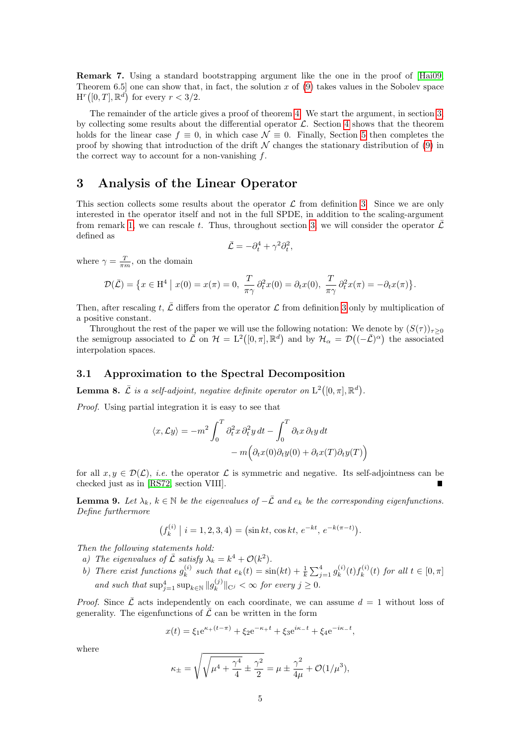**Remark 7.** Using a standard bootstrapping argument like the one in the proof of [Hai09, Theorem 6.5] one can show that, in fact, the solution $x$ of (9) takes values in the Sobolev space $\mathrm{H}^r([0,T],\mathbb{R}^d)$ for every $r < 3/2$.

The remainder of the article gives a proof of theorem 4. We start the argument, in section 3, by collecting some results about the differential operator $\mathcal{L}$. Section 4 shows that the theorem holds for the linear case $f \equiv 0$, in which case $\mathcal{N} \equiv 0$. Finally, Section 5 then completes the proof by showing that introduction of the drift $\mathcal{N}$ changes the stationary distribution of (9) in the correct way to account for a non-vanishing $f$.

# 3 Analysis of the Linear Operator

This section collects some results about the operator $\mathcal{L}$ from definition 3. Since we are only interested in the operator itself and not in the full SPDE, in addition to the scaling-argument from remark 1, we can rescale $t$. Thus, throughout section 3, we will consider the operator $\bar{\mathcal{L}}$ defined as

$$\bar{\mathcal{L}} = -\partial_t^4 + \gamma^2 \partial_t^2,$$

where $\gamma = \frac{T}{\pi m}$, on the domain

$$\mathcal{D}(\bar{\mathcal{L}}) = \big\{ x \in \mathrm{H}^4 \;\big|\; x(0) = x(\pi) = 0,\ \frac{T}{\pi\gamma}\,\partial_t^2 x(0) = \partial_t x(0),\ \frac{T}{\pi\gamma}\,\partial_t^2 x(\pi) = -\partial_t x(\pi) \big\}.$$

Then, after rescaling $t$, $\bar{\mathcal{L}}$ differs from the operator $\mathcal{L}$ from definition 3 only by multiplication of a positive constant.

Throughout the rest of the paper we will use the following notation: We denote by $(S(\tau))_{\tau\geq 0}$ the semigroup associated to $\bar{\mathcal{L}}$ on $\mathcal{H} = \mathrm{L}^2([0,\pi],\mathbb{R}^d)$ and by $\mathcal{H}_\alpha = \mathcal{D}\big((-\bar{\mathcal{L}})^\alpha\big)$ the associated interpolation spaces.

## 3.1 Approximation to the Spectral Decomposition

**Lemma 8.** *$\bar{\mathcal{L}}$ is a self-adjoint, negative definite operator on $\mathrm{L}^2([0,\pi],\mathbb{R}^d)$.*

*Proof.* Using partial integration it is easy to see that

$$\begin{aligned}
\langle x, \mathcal{L} y\rangle = -m^2 \int_0^T \partial_t^2 x\, \partial_t^2 y\, dt - \int_0^T \partial_t x\, \partial_t y\, dt \\
- m\Big(\partial_t x(0)\partial_t y(0) + \partial_t x(T)\partial_t y(T)\Big)
\end{aligned}$$

for all $x, y \in \mathcal{D}(\mathcal{L})$, *i.e.* the operator $\mathcal{L}$ is symmetric and negative. Its self-adjointness can be checked just as in [RS72, section VIII]. ∎

**Lemma 9.** *Let $\lambda_k$, $k \in \mathbb{N}$ be the eigenvalues of $-\bar{\mathcal{L}}$ and $e_k$ be the corresponding eigenfunctions. Define furthermore*

$$\big(f_k^{(i)} \;\big|\; i = 1,2,3,4\big) = \big(\sin kt,\, \cos kt,\, e^{-kt},\, e^{-k(\pi-t)}\big).$$

*Then the following statements hold:*

*a) The eigenvalues of $\bar{\mathcal{L}}$ satisfy $\lambda_k = k^4 + \mathcal{O}(k^2)$.*

*b) There exist functions $g_k^{(i)}$ such that $e_k(t) = \sin(kt) + \frac{1}{k}\sum_{j=1}^4 g_k^{(i)}(t) f_k^{(i)}(t)$ for all $t \in [0,\pi]$ and such that $\sup_{j=1}^4 \sup_{k\in\mathbb{N}} \|g_k^{(j)}\|_{C^j} < \infty$ for every $j \geq 0$.*

*Proof.* Since $\bar{\mathcal{L}}$ acts independently on each coordinate, we can assume $d = 1$ without loss of generality. The eigenfunctions of $\bar{\mathcal{L}}$ can be written in the form

$$x(t) = \xi_1 e^{\kappa_+(t-\pi)} + \xi_2 e^{-\kappa_+ t} + \xi_3 e^{i\kappa_- t} + \xi_4 e^{-i\kappa_- t},$$

where

$$\kappa_\pm = \sqrt{\sqrt{\mu^4 + \frac{\gamma^4}{4}} \pm \frac{\gamma^2}{2}} = \mu \pm \frac{\gamma^2}{4\mu} + \mathcal{O}(1/\mu^3),$$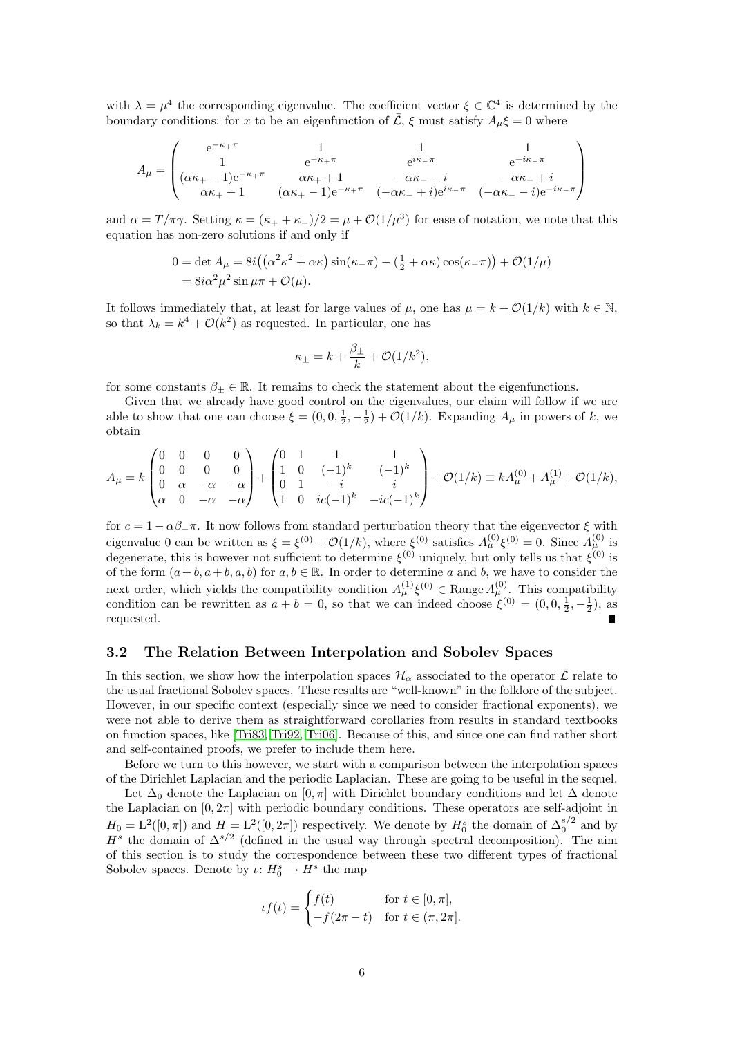with $\lambda = \mu^4$ the corresponding eigenvalue. The coefficient vector $\xi \in \mathbb{C}^4$ is determined by the boundary conditions: for $x$ to be an eigenfunction of $\bar{\mathcal{L}}$, $\xi$ must satisfy $A_\mu \xi = 0$ where

$$A_\mu = \begin{pmatrix} \mathrm{e}^{-\kappa_+ \pi} & 1 & 1 & 1 \\ 1 & \mathrm{e}^{-\kappa_+ \pi} & \mathrm{e}^{i\kappa_- \pi} & \mathrm{e}^{-i\kappa_- \pi} \\ (\alpha\kappa_+ - 1)\mathrm{e}^{-\kappa_+ \pi} & \alpha\kappa_+ + 1 & -\alpha\kappa_- - i & -\alpha\kappa_- + i \\ \alpha\kappa_+ + 1 & (\alpha\kappa_+ - 1)\mathrm{e}^{-\kappa_+ \pi} & (-\alpha\kappa_- + i)\mathrm{e}^{i\kappa_- \pi} & (-\alpha\kappa_- - i)\mathrm{e}^{-i\kappa_- \pi} \end{pmatrix}$$

and $\alpha = T/\pi\gamma$. Setting $\kappa = (\kappa_+ + \kappa_-)/2 = \mu + \mathcal{O}(1/\mu^3)$ for ease of notation, we note that this equation has non-zero solutions if and only if

$$\begin{aligned} 0 = \det A_\mu &= 8i\big((\alpha^2\kappa^2 + \alpha\kappa)\sin(\kappa_- \pi) - (\tfrac{1}{2} + \alpha\kappa)\cos(\kappa_- \pi)\big) + \mathcal{O}(1/\mu) \\ &= 8i\alpha^2\mu^2 \sin\mu\pi + \mathcal{O}(\mu). \end{aligned}$$

It follows immediately that, at least for large values of $\mu$, one has $\mu = k + \mathcal{O}(1/k)$ with $k \in \mathbb{N}$, so that $\lambda_k = k^4 + \mathcal{O}(k^2)$ as requested. In particular, one has

$$\kappa_\pm = k + \frac{\beta_\pm}{k} + \mathcal{O}(1/k^2),$$

for some constants $\beta_\pm \in \mathbb{R}$. It remains to check the statement about the eigenfunctions.

Given that we already have good control on the eigenvalues, our claim will follow if we are able to show that one can choose $\xi = (0, 0, \frac{1}{2}, -\frac{1}{2}) + \mathcal{O}(1/k)$. Expanding $A_\mu$ in powers of $k$, we obtain

$$A_\mu = k \begin{pmatrix} 0 & 0 & 0 & 0 \\ 0 & 0 & 0 & 0 \\ 0 & \alpha & -\alpha & -\alpha \\ \alpha & 0 & -\alpha & -\alpha \end{pmatrix} + \begin{pmatrix} 0 & 1 & 1 & 1 \\ 1 & 0 & (-1)^k & (-1)^k \\ 0 & 1 & -i & i \\ 1 & 0 & ic(-1)^k & -ic(-1)^k \end{pmatrix} + \mathcal{O}(1/k) \equiv kA_\mu^{(0)} + A_\mu^{(1)} + \mathcal{O}(1/k),$$

for $c = 1 - \alpha\beta_-\pi$. It now follows from standard perturbation theory that the eigenvector $\xi$ with eigenvalue 0 can be written as $\xi = \xi^{(0)} + \mathcal{O}(1/k)$, where $\xi^{(0)}$ satisfies $A_\mu^{(0)}\xi^{(0)} = 0$. Since $A_\mu^{(0)}$ is degenerate, this is however not sufficient to determine $\xi^{(0)}$ uniquely, but only tells us that $\xi^{(0)}$ is of the form $(a+b, a+b, a, b)$ for $a, b \in \mathbb{R}$. In order to determine $a$ and $b$, we have to consider the next order, which yields the compatibility condition $A_\mu^{(1)}\xi^{(0)} \in \operatorname{Range} A_\mu^{(0)}$. This compatibility condition can be rewritten as $a + b = 0$, so that we can indeed choose $\xi^{(0)} = (0, 0, \frac{1}{2}, -\frac{1}{2})$, as requested. ∎

### 3.2 The Relation Between Interpolation and Sobolev Spaces

In this section, we show how the interpolation spaces $\mathcal{H}_\alpha$ associated to the operator $\bar{\mathcal{L}}$ relate to the usual fractional Sobolev spaces. These results are "well-known" in the folklore of the subject. However, in our specific context (especially since we need to consider fractional exponents), we were not able to derive them as straightforward corollaries from results in standard textbooks on function spaces, like [Tri83, Tri92, Tri06]. Because of this, and since one can find rather short and self-contained proofs, we prefer to include them here.

Before we turn to this however, we start with a comparison between the interpolation spaces of the Dirichlet Laplacian and the periodic Laplacian. These are going to be useful in the sequel.

Let $\Delta_0$ denote the Laplacian on $[0, \pi]$ with Dirichlet boundary conditions and let $\Delta$ denote the Laplacian on $[0, 2\pi]$ with periodic boundary conditions. These operators are self-adjoint in $H_0 = \mathrm{L}^2([0, \pi])$ and $H = \mathrm{L}^2([0, 2\pi])$ respectively. We denote by $H_0^s$ the domain of $\Delta_0^{s/2}$ and by $H^s$ the domain of $\Delta^{s/2}$ (defined in the usual way through spectral decomposition). The aim of this section is to study the correspondence between these two different types of fractional Sobolev spaces. Denote by $\iota\colon H_0^s \to H^s$ the map

$$\iota f(t) = \begin{cases} f(t) & \text{for } t \in [0, \pi], \\ -f(2\pi - t) & \text{for } t \in (\pi, 2\pi]. \end{cases}$$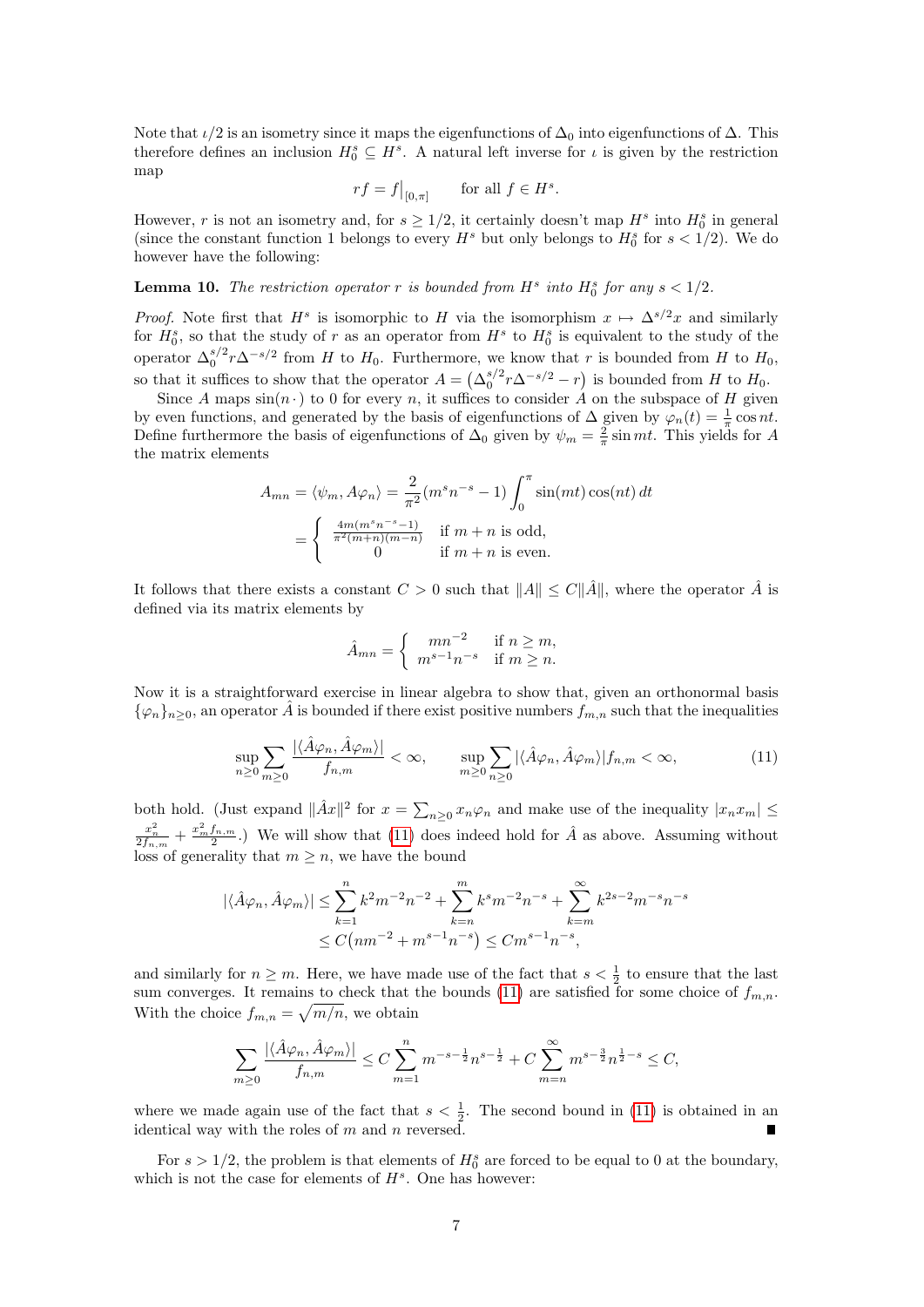Note that $\iota/2$ is an isometry since it maps the eigenfunctions of $\Delta_0$ into eigenfunctions of $\Delta$. This therefore defines an inclusion $H_0^s \subseteq H^s$. A natural left inverse for $\iota$ is given by the restriction map

$$rf = f\big|_{[0,\pi]} \qquad \text{for all } f \in H^s.$$

However, $r$ is not an isometry and, for $s \geq 1/2$, it certainly doesn't map $H^s$ into $H_0^s$ in general (since the constant function 1 belongs to every $H^s$ but only belongs to $H_0^s$ for $s < 1/2$). We do however have the following:

**Lemma 10.** *The restriction operator $r$ is bounded from $H^s$ into $H_0^s$ for any $s < 1/2$.*

*Proof.* Note first that $H^s$ is isomorphic to $H$ via the isomorphism $x \mapsto \Delta^{s/2}x$ and similarly for $H_0^s$, so that the study of $r$ as an operator from $H^s$ to $H_0^s$ is equivalent to the study of the operator $\Delta_0^{s/2} r \Delta^{-s/2}$ from $H$ to $H_0$. Furthermore, we know that $r$ is bounded from $H$ to $H_0$, so that it suffices to show that the operator $A = \big(\Delta_0^{s/2} r\Delta^{-s/2} - r\big)$ is bounded from $H$ to $H_0$.

Since $A$ maps $\sin(n\,\cdot)$ to 0 for every $n$, it suffices to consider $A$ on the subspace of $H$ given by even functions, and generated by the basis of eigenfunctions of $\Delta$ given by $\varphi_n(t) = \frac{1}{\pi}\cos nt$. Define furthermore the basis of eigenfunctions of $\Delta_0$ given by $\psi_m = \frac{2}{\pi}\sin mt$. This yields for $A$ the matrix elements

$$\begin{aligned} A_{mn} = \langle \psi_m, A\varphi_n\rangle &= \frac{2}{\pi^2}(m^s n^{-s} - 1)\int_0^\pi \sin(mt)\cos(nt)\,dt \\ &= \begin{cases} \frac{4m(m^s n^{-s}-1)}{\pi^2(m+n)(m-n)} & \text{if } m+n \text{ is odd,} \\ 0 & \text{if } m+n \text{ is even.} \end{cases} \end{aligned}$$

It follows that there exists a constant $C > 0$ such that $\|A\| \leq C\|\hat A\|$, where the operator $\hat A$ is defined via its matrix elements by

$$\hat A_{mn} = \begin{cases} mn^{-2} & \text{if } n \geq m, \\ m^{s-1}n^{-s} & \text{if } m \geq n. \end{cases}$$

Now it is a straightforward exercise in linear algebra to show that, given an orthonormal basis $\{\varphi_n\}_{n\geq 0}$, an operator $\hat A$ is bounded if there exist positive numbers $f_{m,n}$ such that the inequalities

$$\sup_{n\geq 0}\sum_{m\geq 0}\frac{|\langle \hat A\varphi_n, \hat A\varphi_m\rangle|}{f_{n,m}} < \infty, \qquad \sup_{m\geq 0}\sum_{n\geq 0}|\langle \hat A\varphi_n, \hat A\varphi_m\rangle| f_{n,m} < \infty, \tag{11}$$

both hold. (Just expand $\|\hat A x\|^2$ for $x = \sum_{n\geq 0} x_n\varphi_n$ and make use of the inequality $|x_n x_m| \leq \frac{x_n^2}{2f_{n,m}} + \frac{x_m^2 f_{n,m}}{2}$.) We will show that (11) does indeed hold for $\hat A$ as above. Assuming without loss of generality that $m \geq n$, we have the bound

$$\begin{aligned} |\langle \hat A\varphi_n, \hat A\varphi_m\rangle| &\leq \sum_{k=1}^n k^2 m^{-2}n^{-2} + \sum_{k=n}^m k^s m^{-2} n^{-s} + \sum_{k=m}^\infty k^{2s-2}m^{-s}n^{-s} \\ &\leq C\big(nm^{-2} + m^{s-1}n^{-s}\big) \leq Cm^{s-1}n^{-s}, \end{aligned}$$

and similarly for $n \geq m$. Here, we have made use of the fact that $s < \frac{1}{2}$ to ensure that the last sum converges. It remains to check that the bounds (11) are satisfied for some choice of $f_{m,n}$. With the choice $f_{m,n} = \sqrt{m/n}$, we obtain

$$\sum_{m\geq 0}\frac{|\langle \hat A\varphi_n, \hat A\varphi_m\rangle|}{f_{n,m}} \leq C\sum_{m=1}^n m^{-s-\frac{1}{2}}n^{s-\frac{1}{2}} + C\sum_{m=n}^\infty m^{s-\frac{3}{2}}n^{\frac{1}{2}-s} \leq C,$$

where we made again use of the fact that $s < \frac{1}{2}$. The second bound in (11) is obtained in an identical way with the roles of $m$ and $n$ reversed. ∎

For $s > 1/2$, the problem is that elements of $H_0^s$ are forced to be equal to 0 at the boundary, which is not the case for elements of $H^s$. One has however: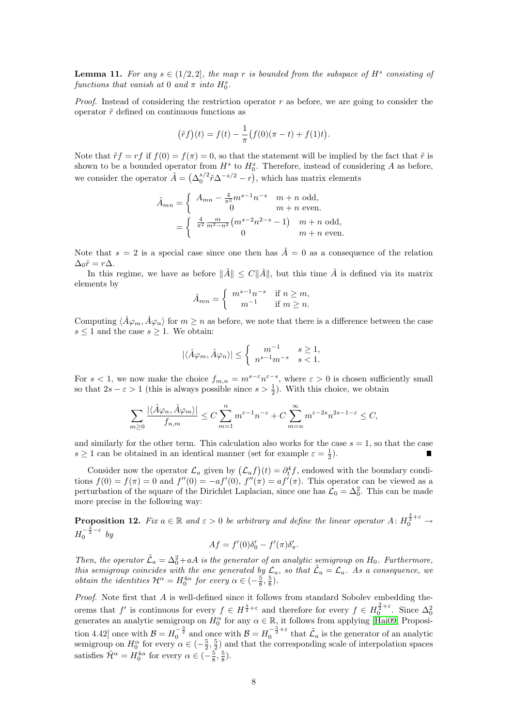**Lemma 11.** *For any $s \in (1/2, 2]$, the map $r$ is bounded from the subspace of $H^s$ consisting of functions that vanish at $0$ and $\pi$ into $H_0^s$.*

*Proof.* Instead of considering the restriction operator $r$ as before, we are going to consider the operator $\tilde r$ defined on continuous functions as

$$\big(\tilde r f\big)(t) = f(t) - \frac{1}{\pi}\big(f(0)(\pi - t) + f(1)t\big).$$

Note that $\tilde r f = rf$ if $f(0) = f(\pi) = 0$, so that the statement will be implied by the fact that $\tilde r$ is shown to be a bounded operator from $H^s$ to $H_0^s$. Therefore, instead of considering $A$ as before, we consider the operator $\tilde A = \big(\Delta_0^{s/2}\tilde r \Delta^{-s/2} - r\big)$, which has matrix elements

$$\tilde A_{mn} = \left\{ \begin{array}{cc} A_{mn} - \frac{4}{\pi^2} m^{s-1} n^{-s} & m+n \text{ odd,} \\ 0 & m+n \text{ even.} \end{array}\right.$$
$$= \left\{ \begin{array}{cc} \frac{4}{\pi^2}\frac{m}{m^2-n^2}\big(m^{s-2}n^{2-s} - 1\big) & m+n \text{ odd,} \\ 0 & m+n \text{ even.} \end{array}\right.$$

Note that $s = 2$ is a special case since one then has $\tilde A = 0$ as a consequence of the relation $\Delta_0 \tilde r = r\Delta$.

In this regime, we have as before $\|\tilde A\| \le C\|\hat A\|$, but this time $\hat A$ is defined via its matrix elements by

$$\hat A_{mn} = \left\{ \begin{array}{cc} m^{s-1}n^{-s} & \text{if } n \ge m, \\ m^{-1} & \text{if } m \ge n. \end{array}\right.$$

Computing $\langle \hat A\varphi_m, \hat A\varphi_n\rangle$ for $m \ge n$ as before, we note that there is a difference between the case $s \le 1$ and the case $s \ge 1$. We obtain:

$$|\langle \hat A\varphi_m, \hat A\varphi_n\rangle| \le \left\{ \begin{array}{cc} m^{-1} & s \ge 1, \\ n^{s-1}m^{-s} & s < 1. \end{array}\right.$$

For $s < 1$, we now make the choice $f_{m,n} = m^{s-\varepsilon} n^{\varepsilon - s}$, where $\varepsilon > 0$ is chosen sufficiently small so that $2s - \varepsilon > 1$ (this is always possible since $s > \frac{1}{2}$). With this choice, we obtain

$$\sum_{m\ge 0} \frac{|\langle \hat A\varphi_n, \hat A\varphi_m\rangle|}{f_{n,m}} \le C\sum_{m=1}^{n} m^{\varepsilon-1} n^{-\varepsilon} + C\sum_{m=n}^{\infty} m^{\varepsilon - 2s} n^{2s-1-\varepsilon} \le C,$$

and similarly for the other term. This calculation also works for the case $s = 1$, so that the case $s \ge 1$ can be obtained in an identical manner (set for example $\varepsilon = \frac{1}{2}$). ∎

Consider now the operator $\mathcal{L}_a$ given by $\big(\mathcal{L}_a f\big)(t) = \partial_t^4 f$, endowed with the boundary conditions $f(0) = f(\pi) = 0$ and $f''(0) = -af'(0)$, $f''(\pi) = af'(\pi)$. This operator can be viewed as a perturbation of the square of the Dirichlet Laplacian, since one has $\mathcal{L}_0 = \Delta_0^2$. This can be made more precise in the following way:

**Proposition 12.** *Fix $a \in \mathbb{R}$ and $\varepsilon > 0$ be arbitrary and define the linear operator $A\colon H_0^{\frac{3}{2}+\varepsilon} \to H_0^{-\frac{3}{2}-\varepsilon}$ by*

$$Af = f'(0)\delta_0' - f'(\pi)\delta_\pi'.$$

*Then, the operator $\tilde{\mathcal{L}}_a = \Delta_0^2 + aA$ is the generator of an analytic semigroup on $H_0$. Furthermore, this semigroup coincides with the one generated by $\mathcal{L}_a$, so that $\tilde{\mathcal{L}}_a = \mathcal{L}_a$. As a consequence, we obtain the identities $\mathcal{H}^\alpha = H_0^{4\alpha}$ for every $\alpha \in (-\frac{5}{8}, \frac{5}{8})$.*

*Proof.* Note first that $A$ is well-defined since it follows from standard Sobolev embedding theorems that $f'$ is continuous for every $f \in H^{\frac{3}{2}+\varepsilon}$ and therefore for every $f \in H_0^{\frac{3}{2}+\varepsilon}$. Since $\Delta_0^2$ generates an analytic semigroup on $H_0^\alpha$ for any $\alpha \in \mathbb{R}$, it follows from applying [Hai09, Proposition 4.42] once with $\mathcal{B} = H_0^{-\frac{3}{2}}$ and once with $\mathcal{B} = H_0^{-\frac{5}{2}+\varepsilon}$ that $\tilde{\mathcal{L}}_a$ is the generator of an analytic semigroup on $H_0^\alpha$ for every $\alpha \in (-\frac{5}{2}, \frac{5}{2})$ and that the corresponding scale of interpolation spaces satisfies $\tilde{\mathcal{H}}^\alpha = H_0^{4\alpha}$ for every $\alpha \in (-\frac{5}{8}, \frac{5}{8})$.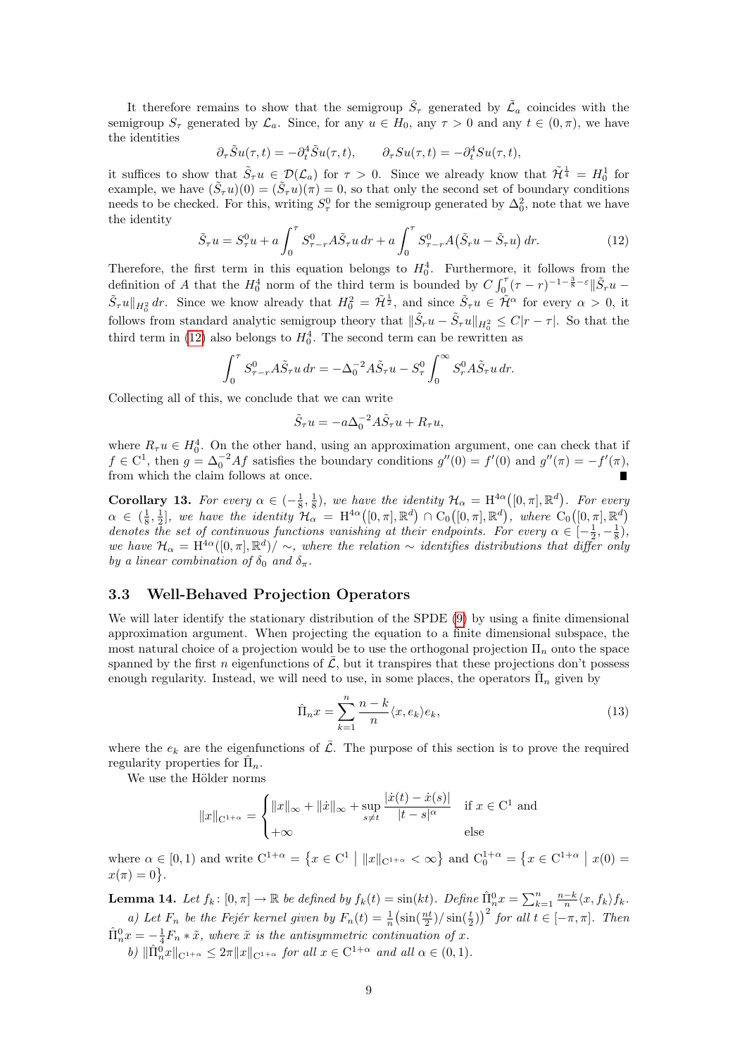It therefore remains to show that the semigroup $\tilde{S}_\tau$ generated by $\tilde{\mathcal{L}}_a$ coincides with the semigroup $S_\tau$ generated by $\mathcal{L}_a$. Since, for any $u \in H_0$, any $\tau > 0$ and any $t \in (0,\pi)$, we have the identities

$$\partial_\tau \tilde{S}u(\tau,t) = -\partial_t^4 \tilde{S}u(\tau,t), \qquad \partial_\tau Su(\tau,t) = -\partial_t^4 Su(\tau,t),$$

it suffices to show that $\tilde{S}_\tau u \in \mathcal{D}(\mathcal{L}_a)$ for $\tau > 0$. Since we already know that $\tilde{\mathcal{H}}^{\frac{1}{4}} = H_0^1$ for example, we have $(\tilde{S}_\tau u)(0) = (\tilde{S}_\tau u)(\pi) = 0$, so that only the second set of boundary conditions needs to be checked. For this, writing $S_\tau^0$ for the semigroup generated by $\Delta_0^2$, note that we have the identity

$$\tilde{S}_\tau u = S_\tau^0 u + a\int_0^\tau S_{\tau-r}^0 A\tilde{S}_\tau u\,dr + a\int_0^\tau S_{\tau-r}^0 A\big(\tilde{S}_r u - \tilde{S}_\tau u\big)\,dr. \tag{12}$$

Therefore, the first term in this equation belongs to $H_0^4$. Furthermore, it follows from the definition of $A$ that the $H_0^4$ norm of the third term is bounded by $C\int_0^\tau (\tau-r)^{-1-\frac{3}{8}-\varepsilon}\|\tilde{S}_r u - \tilde{S}_\tau u\|_{H_0^2}\,dr$. Since we know already that $H_0^2 = \tilde{\mathcal{H}}^{\frac{1}{2}}$, and since $\tilde{S}_\tau u \in \tilde{\mathcal{H}}^\alpha$ for every $\alpha > 0$, it follows from standard analytic semigroup theory that $\|\tilde{S}_r u - \tilde{S}_\tau u\|_{H_0^2} \le C|r-\tau|$. So that the third term in (12) also belongs to $H_0^4$. The second term can be rewritten as

$$\int_0^\tau S_{\tau-r}^0 A\tilde{S}_\tau u\,dr = -\Delta_0^{-2} A\tilde{S}_\tau u - S_\tau^0 \int_0^\infty S_r^0 A\tilde{S}_\tau u\,dr.$$

Collecting all of this, we conclude that we can write

$$\tilde{S}_\tau u = -a\Delta_0^{-2}A\tilde{S}_\tau u + R_\tau u,$$

where $R_\tau u \in H_0^4$. On the other hand, using an approximation argument, one can check that if $f \in \mathrm{C}^1$, then $g = \Delta_0^{-2}Af$ satisfies the boundary conditions $g''(0) = f'(0)$ and $g''(\pi) = -f'(\pi)$, from which the claim follows at once. ∎

**Corollary 13.** *For every $\alpha \in (-\frac{1}{8},\frac{1}{8})$, we have the identity $\mathcal{H}_\alpha = \mathrm{H}^{4\alpha}\big([0,\pi],\mathbb{R}^d\big)$. For every $\alpha \in (\frac{1}{8},\frac{1}{2}]$, we have the identity $\mathcal{H}_\alpha = \mathrm{H}^{4\alpha}\big([0,\pi],\mathbb{R}^d\big) \cap \mathrm{C}_0\big([0,\pi],\mathbb{R}^d\big)$, where $\mathrm{C}_0\big([0,\pi],\mathbb{R}^d\big)$ denotes the set of continuous functions vanishing at their endpoints. For every $\alpha \in [-\frac{1}{2},-\frac{1}{8})$, we have $\mathcal{H}_\alpha = \mathrm{H}^{4\alpha}([0,\pi],\mathbb{R}^d)/\sim$, where the relation $\sim$ identifies distributions that differ only by a linear combination of $\delta_0$ and $\delta_\pi$.*

### 3.3 Well-Behaved Projection Operators

We will later identify the stationary distribution of the SPDE (9) by using a finite dimensional approximation argument. When projecting the equation to a finite dimensional subspace, the most natural choice of a projection would be to use the orthogonal projection $\Pi_n$ onto the space spanned by the first $n$ eigenfunctions of $\bar{\mathcal{L}}$, but it transpires that these projections don't possess enough regularity. Instead, we will need to use, in some places, the operators $\hat{\Pi}_n$ given by

$$\hat{\Pi}_n x = \sum_{k=1}^n \frac{n-k}{n}\langle x, e_k\rangle e_k, \tag{13}$$

where the $e_k$ are the eigenfunctions of $\bar{\mathcal{L}}$. The purpose of this section is to prove the required regularity properties for $\hat{\Pi}_n$.

We use the Hölder norms

$$\|x\|_{\mathrm{C}^{1+\alpha}} = \begin{cases} \|x\|_\infty + \|\dot{x}\|_\infty + \sup\limits_{s\neq t} \dfrac{|\dot{x}(t)-\dot{x}(s)|}{|t-s|^\alpha} & \text{if } x \in \mathrm{C}^1 \text{ and} \\ +\infty & \text{else} \end{cases}$$

where $\alpha \in [0,1)$ and write $\mathrm{C}^{1+\alpha} = \big\{x \in \mathrm{C}^1 \bigm| \|x\|_{\mathrm{C}^{1+\alpha}} < \infty\big\}$ and $\mathrm{C}_0^{1+\alpha} = \big\{x \in \mathrm{C}^{1+\alpha} \bigm| x(0) = x(\pi) = 0\big\}$.

**Lemma 14.** *Let $f_k\colon [0,\pi] \to \mathbb{R}$ be defined by $f_k(t) = \sin(kt)$. Define $\hat{\Pi}_n^0 x = \sum_{k=1}^n \frac{n-k}{n}\langle x, f_k\rangle f_k$.*

*a) Let $F_n$ be the Fejér kernel given by $F_n(t) = \frac{1}{n}\big(\sin(\frac{nt}{2})/\sin(\frac{t}{2})\big)^2$ for all $t \in [-\pi,\pi]$. Then $\hat{\Pi}_n^0 x = -\frac{1}{4}F_n * \tilde{x}$, where $\tilde{x}$ is the antisymmetric continuation of $x$.*

*b) $\|\hat{\Pi}_n^0 x\|_{\mathrm{C}^{1+\alpha}} \le 2\pi\|x\|_{\mathrm{C}^{1+\alpha}}$ for all $x \in \mathrm{C}^{1+\alpha}$ and all $\alpha \in (0,1)$.*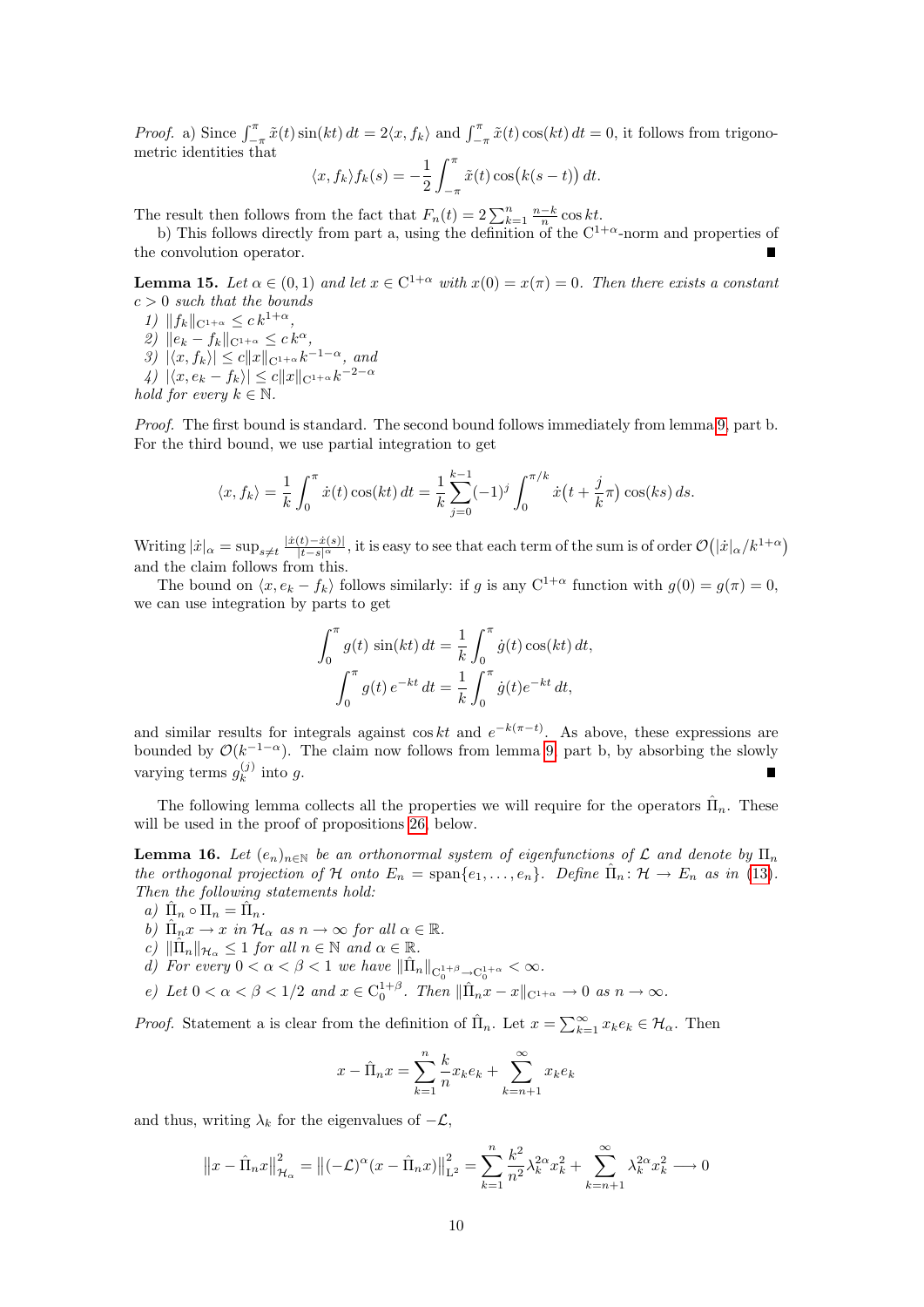*Proof.* a) Since $\int_{-\pi}^{\pi} \tilde{x}(t)\sin(kt)\,dt = 2\langle x, f_k\rangle$ and $\int_{-\pi}^{\pi} \tilde{x}(t)\cos(kt)\,dt = 0$, it follows from trigonometric identities that

$$\langle x, f_k\rangle f_k(s) = -\frac{1}{2}\int_{-\pi}^{\pi} \tilde{x}(t)\cos\bigl(k(s-t)\bigr)\,dt.$$

The result then follows from the fact that $F_n(t) = 2\sum_{k=1}^{n} \frac{n-k}{n}\cos kt$.

b) This follows directly from part a, using the definition of the $\mathrm{C}^{1+\alpha}$-norm and properties of the convolution operator. ∎

**Lemma 15.** *Let $\alpha \in (0,1)$ and let $x \in \mathrm{C}^{1+\alpha}$ with $x(0) = x(\pi) = 0$. Then there exists a constant $c > 0$ such that the bounds*

1) $\|f_k\|_{\mathrm{C}^{1+\alpha}} \leq c\,k^{1+\alpha}$,
2) $\|e_k - f_k\|_{\mathrm{C}^{1+\alpha}} \leq c\,k^{\alpha}$,
3) $|\langle x, f_k\rangle| \leq c\|x\|_{\mathrm{C}^{1+\alpha}} k^{-1-\alpha}$, *and*
4) $|\langle x, e_k - f_k\rangle| \leq c\|x\|_{\mathrm{C}^{1+\alpha}} k^{-2-\alpha}$

*hold for every $k \in \mathbb{N}$.*

*Proof.* The first bound is standard. The second bound follows immediately from lemma 9, part b. For the third bound, we use partial integration to get

$$\langle x, f_k\rangle = \frac{1}{k}\int_0^{\pi} \dot{x}(t)\cos(kt)\,dt = \frac{1}{k}\sum_{j=0}^{k-1}(-1)^j \int_0^{\pi/k} \dot{x}\bigl(t + \frac{j}{k}\pi\bigr)\cos(ks)\,ds.$$

Writing $|\dot{x}|_\alpha = \sup_{s\neq t} \frac{|\dot{x}(t)-\dot{x}(s)|}{|t-s|^\alpha}$, it is easy to see that each term of the sum is of order $\mathcal{O}\bigl(|\dot{x}|_\alpha / k^{1+\alpha}\bigr)$ and the claim follows from this.

The bound on $\langle x, e_k - f_k\rangle$ follows similarly: if $g$ is any $\mathrm{C}^{1+\alpha}$ function with $g(0) = g(\pi) = 0$, we can use integration by parts to get

$$\int_0^{\pi} g(t)\,\sin(kt)\,dt = \frac{1}{k}\int_0^{\pi} \dot{g}(t)\cos(kt)\,dt,$$
$$\int_0^{\pi} g(t)\,e^{-kt}\,dt = \frac{1}{k}\int_0^{\pi} \dot{g}(t)e^{-kt}\,dt,$$

and similar results for integrals against $\cos kt$ and $e^{-k(\pi-t)}$. As above, these expressions are bounded by $\mathcal{O}(k^{-1-\alpha})$. The claim now follows from lemma 9, part b, by absorbing the slowly varying terms $g_k^{(j)}$ into $g$. ∎

The following lemma collects all the properties we will require for the operators $\hat{\Pi}_n$. These will be used in the proof of propositions 26, below.

**Lemma 16.** *Let $(e_n)_{n\in\mathbb{N}}$ be an orthonormal system of eigenfunctions of $\mathcal{L}$ and denote by $\Pi_n$ the orthogonal projection of $\mathcal{H}$ onto $E_n = \mathrm{span}\{e_1, \ldots, e_n\}$. Define $\hat{\Pi}_n \colon \mathcal{H} \to E_n$ as in (13). Then the following statements hold:*

a) $\hat{\Pi}_n \circ \Pi_n = \hat{\Pi}_n$.
b) $\hat{\Pi}_n x \to x$ *in* $\mathcal{H}_\alpha$ *as* $n \to \infty$ *for all* $\alpha \in \mathbb{R}$.
c) $\|\hat{\Pi}_n\|_{\mathcal{H}_\alpha} \leq 1$ *for all* $n \in \mathbb{N}$ *and* $\alpha \in \mathbb{R}$.
d) *For every* $0 < \alpha < \beta < 1$ *we have* $\|\hat{\Pi}_n\|_{\mathrm{C}_0^{1+\beta} \to \mathrm{C}_0^{1+\alpha}} < \infty$.
e) *Let* $0 < \alpha < \beta < 1/2$ *and* $x \in \mathrm{C}_0^{1+\beta}$. *Then* $\|\hat{\Pi}_n x - x\|_{\mathrm{C}^{1+\alpha}} \to 0$ *as* $n \to \infty$.

*Proof.* Statement a is clear from the definition of $\hat{\Pi}_n$. Let $x = \sum_{k=1}^{\infty} x_k e_k \in \mathcal{H}_\alpha$. Then

$$x - \hat{\Pi}_n x = \sum_{k=1}^{n} \frac{k}{n} x_k e_k + \sum_{k=n+1}^{\infty} x_k e_k$$

and thus, writing $\lambda_k$ for the eigenvalues of $-\mathcal{L}$,

$$\bigl\|x - \hat{\Pi}_n x\bigr\|_{\mathcal{H}_\alpha}^2 = \bigl\|(-\mathcal{L})^\alpha (x - \hat{\Pi}_n x)\bigr\|_{\mathrm{L}^2}^2 = \sum_{k=1}^{n} \frac{k^2}{n^2}\lambda_k^{2\alpha} x_k^2 + \sum_{k=n+1}^{\infty} \lambda_k^{2\alpha} x_k^2 \longrightarrow 0$$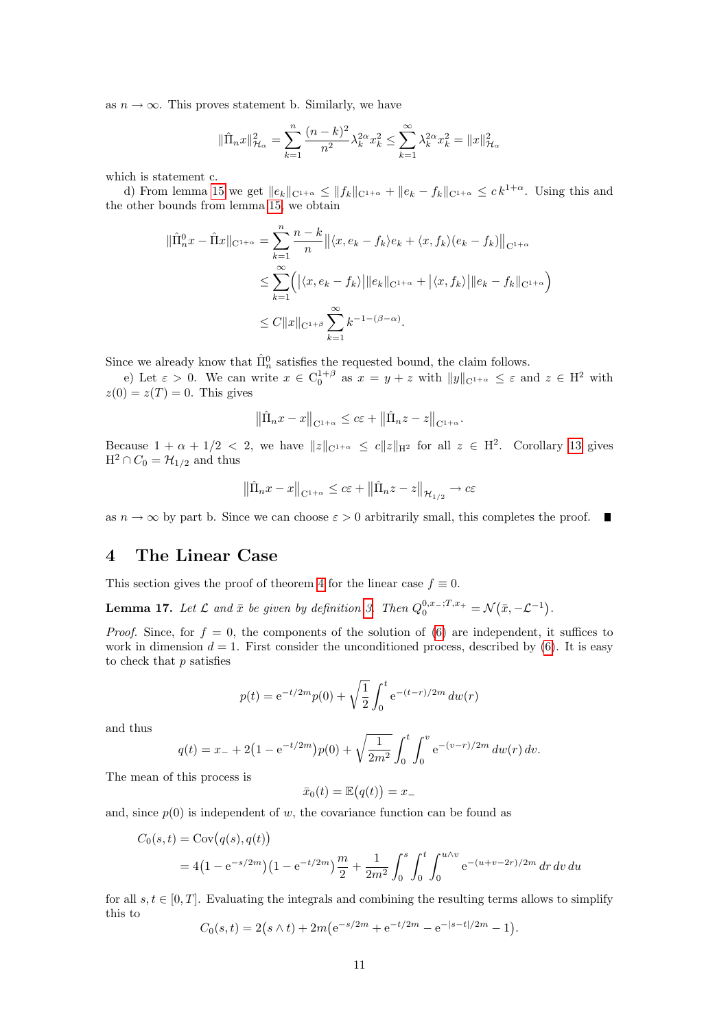as $n \to \infty$. This proves statement b. Similarly, we have

$$\|\hat{\Pi}_n x\|_{\mathcal{H}_\alpha}^2 = \sum_{k=1}^n \frac{(n-k)^2}{n^2} \lambda_k^{2\alpha} x_k^2 \leq \sum_{k=1}^\infty \lambda_k^{2\alpha} x_k^2 = \|x\|_{\mathcal{H}_\alpha}^2$$

which is statement c.

d) From lemma 15 we get $\|e_k\|_{\mathrm{C}^{1+\alpha}} \leq \|f_k\|_{\mathrm{C}^{1+\alpha}} + \|e_k - f_k\|_{\mathrm{C}^{1+\alpha}} \leq c\, k^{1+\alpha}$. Using this and the other bounds from lemma 15, we obtain

$$\begin{aligned}
\|\hat{\Pi}_n^0 x - \hat{\Pi} x\|_{\mathrm{C}^{1+\alpha}} &= \sum_{k=1}^n \frac{n-k}{n} \big\| \langle x, e_k - f_k \rangle e_k + \langle x, f_k \rangle (e_k - f_k) \big\|_{\mathrm{C}^{1+\alpha}} \\
&\leq \sum_{k=1}^\infty \Big( \big|\langle x, e_k - f_k \rangle\big| \|e_k\|_{\mathrm{C}^{1+\alpha}} + \big|\langle x, f_k \rangle\big| \|e_k - f_k\|_{\mathrm{C}^{1+\alpha}} \Big) \\
&\leq C \|x\|_{\mathrm{C}^{1+\beta}} \sum_{k=1}^\infty k^{-1-(\beta-\alpha)}.
\end{aligned}$$

Since we already know that $\hat{\Pi}_n^0$ satisfies the requested bound, the claim follows.

e) Let $\varepsilon > 0$. We can write $x \in \mathrm{C}_0^{1+\beta}$ as $x = y + z$ with $\|y\|_{\mathrm{C}^{1+\alpha}} \leq \varepsilon$ and $z \in \mathrm{H}^2$ with $z(0) = z(T) = 0$. This gives

$$\big\|\hat{\Pi}_n x - x\big\|_{\mathrm{C}^{1+\alpha}} \leq c\varepsilon + \big\|\hat{\Pi}_n z - z\big\|_{\mathrm{C}^{1+\alpha}}.$$

Because $1 + \alpha + 1/2 < 2$, we have $\|z\|_{\mathrm{C}^{1+\alpha}} \leq c\|z\|_{\mathrm{H}^2}$ for all $z \in \mathrm{H}^2$. Corollary 13 gives $\mathrm{H}^2 \cap C_0 = \mathcal{H}_{1/2}$ and thus

$$\big\|\hat{\Pi}_n x - x\big\|_{\mathrm{C}^{1+\alpha}} \leq c\varepsilon + \big\|\hat{\Pi}_n z - z\big\|_{\mathcal{H}_{1/2}} \to c\varepsilon$$

as $n \to \infty$ by part b. Since we can choose $\varepsilon > 0$ arbitrarily small, this completes the proof. ∎

## 4 The Linear Case

This section gives the proof of theorem 4 for the linear case $f \equiv 0$.

**Lemma 17.** *Let $\mathcal{L}$ and $\bar{x}$ be given by definition 3. Then $Q_0^{0,x_-;T,x_+} = \mathcal{N}\big(\bar{x}, -\mathcal{L}^{-1}\big)$.*

*Proof.* Since, for $f = 0$, the components of the solution of (6) are independent, it suffices to work in dimension $d = 1$. First consider the unconditioned process, described by (6). It is easy to check that $p$ satisfies

$$p(t) = \mathrm{e}^{-t/2m} p(0) + \sqrt{\frac{1}{2}} \int_0^t \mathrm{e}^{-(t-r)/2m}\, dw(r)$$

and thus

$$q(t) = x_- + 2\big(1 - \mathrm{e}^{-t/2m}\big) p(0) + \sqrt{\frac{1}{2m^2}} \int_0^t \int_0^v \mathrm{e}^{-(v-r)/2m}\, dw(r)\, dv.$$

The mean of this process is

$$\bar{x}_0(t) = \mathbb{E}\big(q(t)\big) = x_-$$

and, since $p(0)$ is independent of $w$, the covariance function can be found as

$$\begin{aligned}
C_0(s,t) &= \mathrm{Cov}\big(q(s), q(t)\big) \\
&= 4\big(1 - \mathrm{e}^{-s/2m}\big)\big(1 - \mathrm{e}^{-t/2m}\big) \frac{m}{2} + \frac{1}{2m^2} \int_0^s \int_0^t \int_0^{u \wedge v} \mathrm{e}^{-(u+v-2r)/2m}\, dr\, dv\, du
\end{aligned}$$

for all $s, t \in [0, T]$. Evaluating the integrals and combining the resulting terms allows to simplify this to

$$C_0(s,t) = 2\big(s \wedge t\big) + 2m\big(\mathrm{e}^{-s/2m} + \mathrm{e}^{-t/2m} - \mathrm{e}^{-|s-t|/2m} - 1\big).$$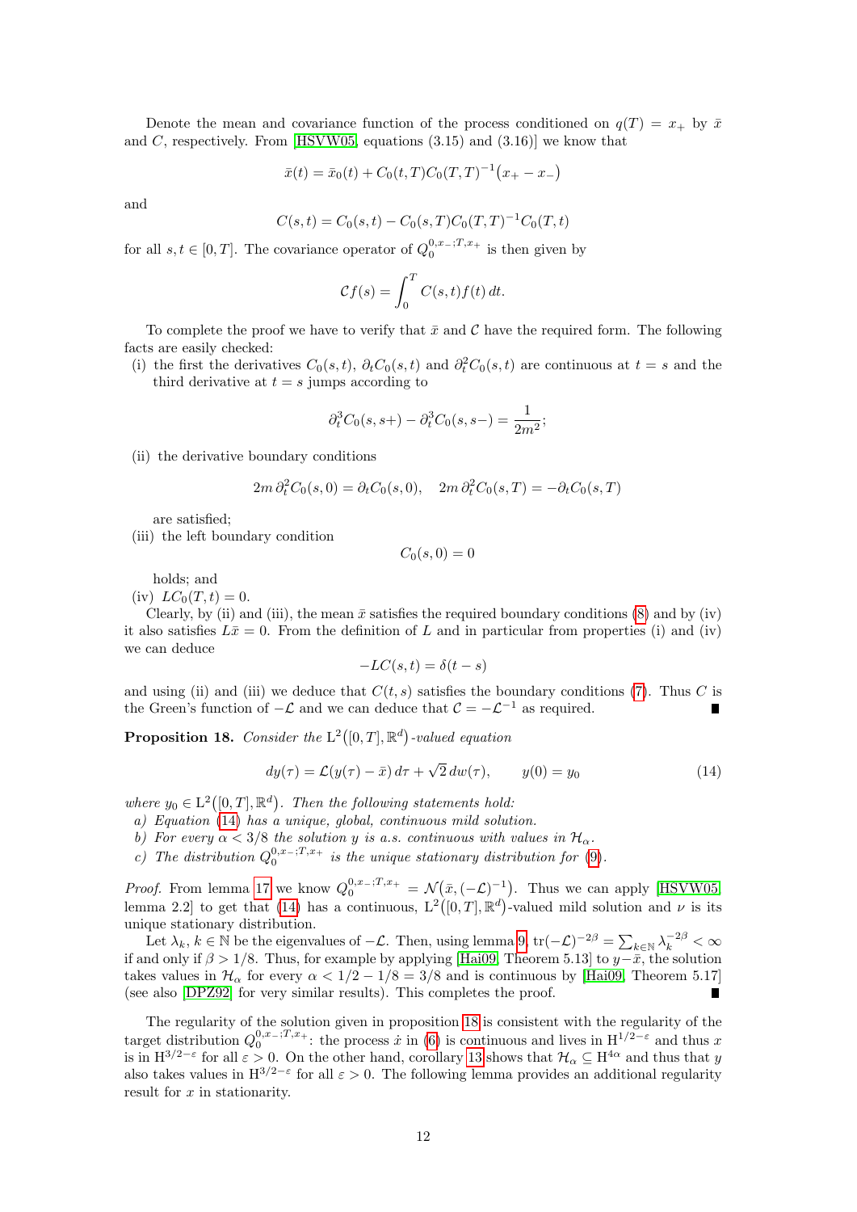Denote the mean and covariance function of the process conditioned on $q(T) = x_+$ by $\bar{x}$ and $C$, respectively. From [HSVW05, equations (3.15) and (3.16)] we know that

$$\bar{x}(t) = \bar{x}_0(t) + C_0(t,T)C_0(T,T)^{-1}\big(x_+ - x_-\big)$$

and

$$C(s,t) = C_0(s,t) - C_0(s,T)C_0(T,T)^{-1}C_0(T,t)$$

for all $s, t \in [0,T]$. The covariance operator of $Q_0^{0,x_-;T,x_+}$ is then given by

$$\mathcal{C}f(s) = \int_0^T C(s,t) f(t)\,dt.$$

To complete the proof we have to verify that $\bar{x}$ and $\mathcal{C}$ have the required form. The following facts are easily checked:

(i) the first the derivatives $C_0(s,t)$, $\partial_t C_0(s,t)$ and $\partial_t^2 C_0(s,t)$ are continuous at $t = s$ and the third derivative at $t = s$ jumps according to

$$\partial_t^3 C_0(s, s+) - \partial_t^3 C_0(s, s-) = \frac{1}{2m^2};$$

(ii) the derivative boundary conditions

$$2m\,\partial_t^2 C_0(s,0) = \partial_t C_0(s,0), \quad 2m\,\partial_t^2 C_0(s,T) = -\partial_t C_0(s,T)$$

are satisfied;

(iii) the left boundary condition

$$C_0(s,0) = 0$$

holds; and

(iv) $LC_0(T,t) = 0$.

Clearly, by (ii) and (iii), the mean $\bar{x}$ satisfies the required boundary conditions (8) and by (iv) it also satisfies $L\bar{x} = 0$. From the definition of $L$ and in particular from properties (i) and (iv) we can deduce

$$-LC(s,t) = \delta(t-s)$$

and using (ii) and (iii) we deduce that $C(t,s)$ satisfies the boundary conditions (7). Thus $C$ is the Green's function of $-\mathcal{L}$ and we can deduce that $\mathcal{C} = -\mathcal{L}^{-1}$ as required. ∎

**Proposition 18.** *Consider the $\mathrm{L}^2\big([0,T],\mathbb{R}^d\big)$-valued equation*

$$dy(\tau) = \mathcal{L}\big(y(\tau) - \bar{x}\big)\,d\tau + \sqrt{2}\,dw(\tau), \qquad y(0) = y_0 \tag{14}$$

*where $y_0 \in \mathrm{L}^2\big([0,T],\mathbb{R}^d\big)$. Then the following statements hold:*

*a) Equation (14) has a unique, global, continuous mild solution.*

*b) For every $\alpha < 3/8$ the solution $y$ is a.s. continuous with values in $\mathcal{H}_\alpha$.*

*c) The distribution $Q_0^{0,x_-;T,x_+}$ is the unique stationary distribution for (9).*

*Proof.* From lemma 17 we know $Q_0^{0,x_-;T,x_+} = \mathcal{N}\big(\bar{x}, (-\mathcal{L})^{-1}\big)$. Thus we can apply [HSVW05, lemma 2.2] to get that (14) has a continuous, $\mathrm{L}^2\big([0,T],\mathbb{R}^d\big)$-valued mild solution and $\nu$ is its unique stationary distribution.

Let $\lambda_k$, $k \in \mathbb{N}$ be the eigenvalues of $-\mathcal{L}$. Then, using lemma 9, $\operatorname{tr}(-\mathcal{L})^{-2\beta} = \sum_{k\in\mathbb{N}} \lambda_k^{-2\beta} < \infty$ if and only if $\beta > 1/8$. Thus, for example by applying [Hai09, Theorem 5.13] to $y - \bar{x}$, the solution takes values in $\mathcal{H}_\alpha$ for every $\alpha < 1/2 - 1/8 = 3/8$ and is continuous by [Hai09, Theorem 5.17] (see also [DPZ92] for very similar results). This completes the proof. ∎

The regularity of the solution given in proposition 18 is consistent with the regularity of the target distribution $Q_0^{0,x_-;T,x_+}$: the process $\dot{x}$ in (6) is continuous and lives in $\mathrm{H}^{1/2-\varepsilon}$ and thus $x$ is in $\mathrm{H}^{3/2-\varepsilon}$ for all $\varepsilon > 0$. On the other hand, corollary 13 shows that $\mathcal{H}_\alpha \subseteq \mathrm{H}^{4\alpha}$ and thus that $y$ also takes values in $\mathrm{H}^{3/2-\varepsilon}$ for all $\varepsilon > 0$. The following lemma provides an additional regularity result for $x$ in stationarity.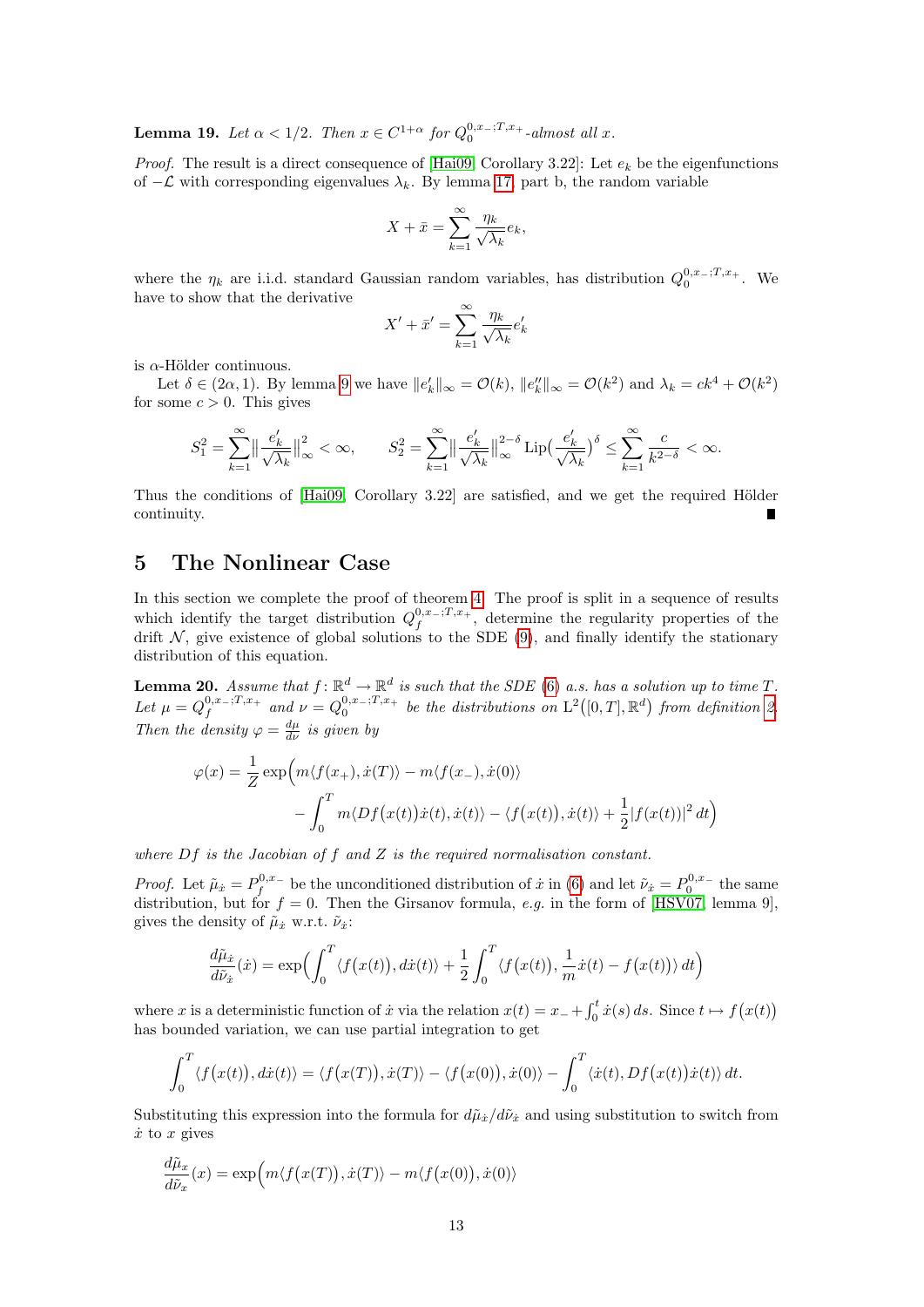**Lemma 19.** *Let $\alpha < 1/2$. Then $x \in C^{1+\alpha}$ for $Q_0^{0,x_-;T,x_+}$-almost all $x$.*

*Proof.* The result is a direct consequence of [Hai09, Corollary 3.22]: Let $e_k$ be the eigenfunctions of $-\mathcal{L}$ with corresponding eigenvalues $\lambda_k$. By lemma 17, part b, the random variable

$$X + \bar{x} = \sum_{k=1}^{\infty} \frac{\eta_k}{\sqrt{\lambda_k}} e_k,$$

where the $\eta_k$ are i.i.d. standard Gaussian random variables, has distribution $Q_0^{0,x_-;T,x_+}$. We have to show that the derivative

$$X' + \bar{x}' = \sum_{k=1}^{\infty} \frac{\eta_k}{\sqrt{\lambda_k}} e_k'$$

is $\alpha$-Hölder continuous.

Let $\delta \in (2\alpha, 1)$. By lemma 9 we have $\|e_k'\|_\infty = \mathcal{O}(k)$, $\|e_k''\|_\infty = \mathcal{O}(k^2)$ and $\lambda_k = ck^4 + \mathcal{O}(k^2)$ for some $c > 0$. This gives

$$S_1^2 = \sum_{k=1}^{\infty} \Big\| \frac{e_k'}{\sqrt{\lambda_k}} \Big\|_\infty^2 < \infty, \qquad S_2^2 = \sum_{k=1}^{\infty} \Big\| \frac{e_k'}{\sqrt{\lambda_k}} \Big\|_\infty^{2-\delta} \operatorname{Lip}\Big(\frac{e_k'}{\sqrt{\lambda_k}}\Big)^\delta \leq \sum_{k=1}^{\infty} \frac{c}{k^{2-\delta}} < \infty.$$

Thus the conditions of [Hai09, Corollary 3.22] are satisfied, and we get the required Hölder continuity. ∎

## 5 The Nonlinear Case

In this section we complete the proof of theorem 4. The proof is split in a sequence of results which identify the target distribution $Q_f^{0,x_-;T,x_+}$, determine the regularity properties of the drift $\mathcal{N}$, give existence of global solutions to the SDE (9), and finally identify the stationary distribution of this equation.

**Lemma 20.** *Assume that $f\colon \mathbb{R}^d \to \mathbb{R}^d$ is such that the SDE (6) a.s. has a solution up to time $T$. Let $\mu = Q_f^{0,x_-;T,x_+}$ and $\nu = Q_0^{0,x_-;T,x_+}$ be the distributions on $\mathrm{L}^2\big([0,T],\mathbb{R}^d\big)$ from definition 2. Then the density $\varphi = \frac{d\mu}{d\nu}$ is given by*

$$\varphi(x) = \frac{1}{Z} \exp\Big( m\langle f(x_+), \dot{x}(T)\rangle - m\langle f(x_-), \dot{x}(0)\rangle \\ - \int_0^T m\langle Df\big(x(t)\big)\dot{x}(t), \dot{x}(t)\rangle - \langle f\big(x(t)\big), \dot{x}(t)\rangle + \frac{1}{2}|f\big(x(t)\big)|^2 \, dt \Big)$$

*where $Df$ is the Jacobian of $f$ and $Z$ is the required normalisation constant.*

*Proof.* Let $\tilde{\mu}_{\dot{x}} = P_f^{0,x_-}$ be the unconditioned distribution of $\dot{x}$ in (6) and let $\tilde{\nu}_{\dot{x}} = P_0^{0,x_-}$ the same distribution, but for $f = 0$. Then the Girsanov formula, *e.g.* in the form of [HSV07, lemma 9], gives the density of $\tilde{\mu}_{\dot{x}}$ w.r.t. $\tilde{\nu}_{\dot{x}}$:

$$\frac{d\tilde{\mu}_{\dot{x}}}{d\tilde{\nu}_{\dot{x}}}(\dot{x}) = \exp\Big( \int_0^T \langle f\big(x(t)\big), d\dot{x}(t)\rangle + \frac{1}{2}\int_0^T \langle f\big(x(t)\big), \frac{1}{m}\dot{x}(t) - f\big(x(t)\big)\rangle \, dt \Big)$$

where $x$ is a deterministic function of $\dot{x}$ via the relation $x(t) = x_- + \int_0^t \dot{x}(s)\, ds$. Since $t \mapsto f\big(x(t)\big)$ has bounded variation, we can use partial integration to get

$$\int_0^T \langle f\big(x(t)\big), d\dot{x}(t)\rangle = \langle f\big(x(T)\big), \dot{x}(T)\rangle - \langle f\big(x(0)\big), \dot{x}(0)\rangle - \int_0^T \langle \dot{x}(t), Df\big(x(t)\big)\dot{x}(t)\rangle \, dt.$$

Substituting this expression into the formula for $d\tilde{\mu}_{\dot{x}}/d\tilde{\nu}_{\dot{x}}$ and using substitution to switch from $\dot{x}$ to $x$ gives

$$\frac{d\tilde{\mu}_x}{d\tilde{\nu}_x}(x) = \exp\Big( m\langle f\big(x(T)\big), \dot{x}(T)\rangle - m\langle f\big(x(0)\big), \dot{x}(0)\rangle$$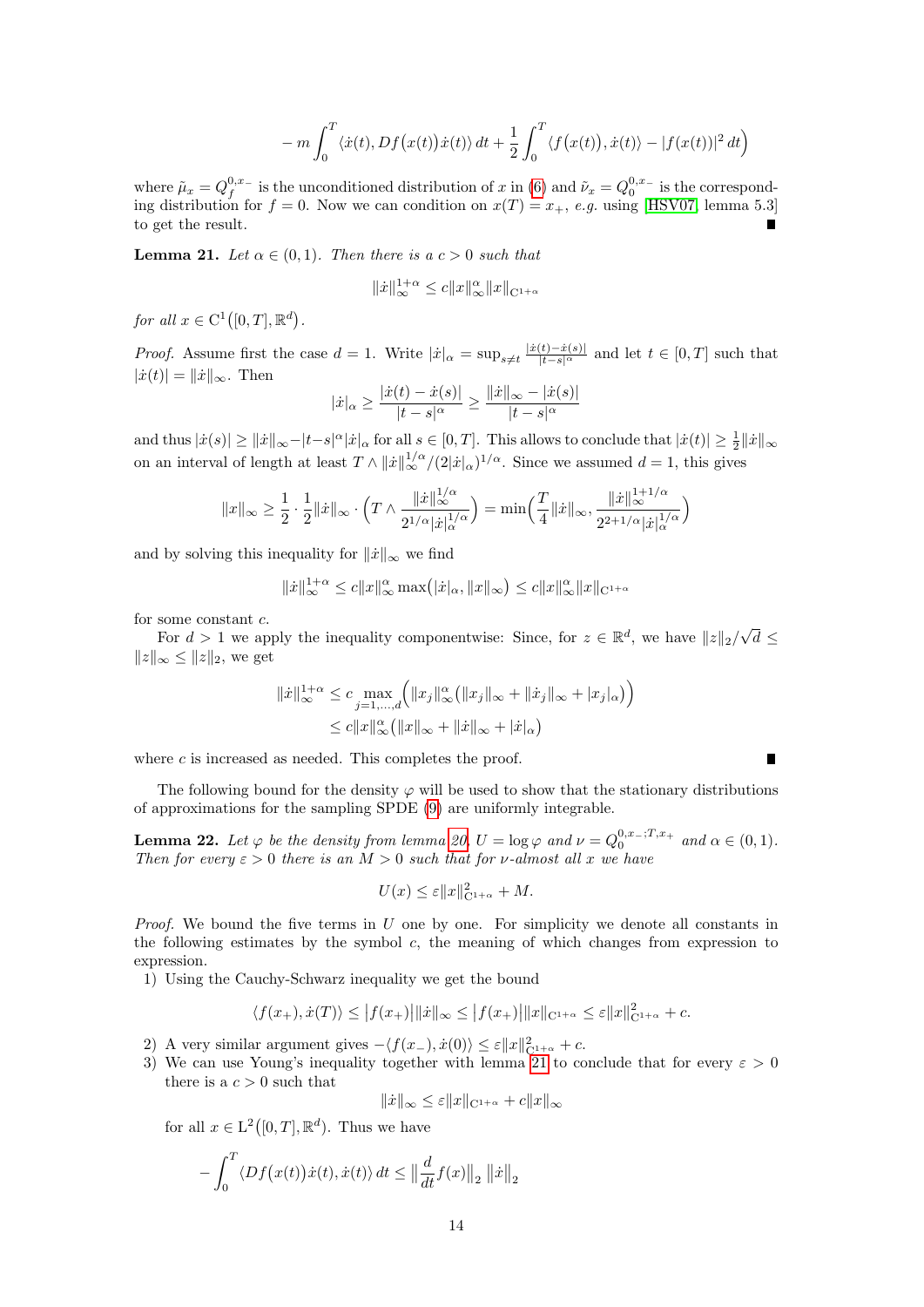$$- m \int_0^T \langle \dot{x}(t), Df\big(x(t)\big)\dot{x}(t)\rangle \, dt + \frac{1}{2}\int_0^T \langle f\big(x(t)\big), \dot{x}(t)\rangle - |f(x(t))|^2 \, dt\Big)$$

where $\tilde{\mu}_x = Q_f^{0,x_-}$ is the unconditioned distribution of $x$ in (6) and $\tilde{\nu}_x = Q_0^{0,x_-}$ is the corresponding distribution for $f = 0$. Now we can condition on $x(T) = x_+$, *e.g.* using [HSV07, lemma 5.3] to get the result. ∎

**Lemma 21.** *Let $\alpha \in (0,1)$. Then there is a $c > 0$ such that*

$$\|\dot{x}\|_\infty^{1+\alpha} \leq c \|x\|_\infty^\alpha \|x\|_{\mathrm{C}^{1+\alpha}}$$

*for all $x \in \mathrm{C}^1\big([0,T],\mathbb{R}^d\big)$.*

*Proof.* Assume first the case $d = 1$. Write $|\dot{x}|_\alpha = \sup_{s \neq t} \frac{|\dot{x}(t) - \dot{x}(s)|}{|t-s|^\alpha}$ and let $t \in [0,T]$ such that $|\dot{x}(t)| = \|\dot{x}\|_\infty$. Then

$$|\dot{x}|_\alpha \geq \frac{|\dot{x}(t) - \dot{x}(s)|}{|t-s|^\alpha} \geq \frac{\|\dot{x}\|_\infty - |\dot{x}(s)|}{|t-s|^\alpha}$$

and thus $|\dot{x}(s)| \geq \|\dot{x}\|_\infty - |t-s|^\alpha |\dot{x}|_\alpha$ for all $s \in [0,T]$. This allows to conclude that $|\dot{x}(t)| \geq \frac{1}{2}\|\dot{x}\|_\infty$ on an interval of length at least $T \wedge \|\dot{x}\|_\infty^{1/\alpha}/(2|\dot{x}|_\alpha)^{1/\alpha}$. Since we assumed $d = 1$, this gives

$$\|x\|_\infty \geq \frac{1}{2} \cdot \frac{1}{2}\|\dot{x}\|_\infty \cdot \Big(T \wedge \frac{\|\dot{x}\|_\infty^{1/\alpha}}{2^{1/\alpha}|\dot{x}|_\alpha^{1/\alpha}}\Big) = \min\Big(\frac{T}{4}\|\dot{x}\|_\infty, \frac{\|\dot{x}\|_\infty^{1+1/\alpha}}{2^{2+1/\alpha}|\dot{x}|_\alpha^{1/\alpha}}\Big)$$

and by solving this inequality for $\|\dot{x}\|_\infty$ we find

$$\|\dot{x}\|_\infty^{1+\alpha} \leq c\|x\|_\infty^\alpha \max\big(|\dot{x}|_\alpha, \|x\|_\infty\big) \leq c\|x\|_\infty^\alpha \|x\|_{\mathrm{C}^{1+\alpha}}$$

for some constant $c$.

For $d > 1$ we apply the inequality componentwise: Since, for $z \in \mathbb{R}^d$, we have $\|z\|_2/\sqrt{d} \leq \|z\|_\infty \leq \|z\|_2$, we get

$$\begin{aligned}
\|\dot{x}\|_\infty^{1+\alpha} &\leq c \max_{j=1,\ldots,d}\Big(\|x_j\|_\infty^\alpha\big(\|x_j\|_\infty + \|\dot{x}_j\|_\infty + |x_j|_\alpha\big)\Big) \\
&\leq c\|x\|_\infty^\alpha\big(\|x\|_\infty + \|\dot{x}\|_\infty + |\dot{x}|_\alpha\big)
\end{aligned}$$

where $c$ is increased as needed. This completes the proof. ∎

The following bound for the density $\varphi$ will be used to show that the stationary distributions of approximations for the sampling SPDE (9) are uniformly integrable.

**Lemma 22.** *Let $\varphi$ be the density from lemma 20, $U = \log \varphi$ and $\nu = Q_0^{0,x_-;T,x_+}$ and $\alpha \in (0,1)$. Then for every $\varepsilon > 0$ there is an $M > 0$ such that for $\nu$-almost all $x$ we have*

$$U(x) \leq \varepsilon\|x\|_{\mathrm{C}^{1+\alpha}}^2 + M.$$

*Proof.* We bound the five terms in $U$ one by one. For simplicity we denote all constants in the following estimates by the symbol $c$, the meaning of which changes from expression to expression.

1) Using the Cauchy-Schwarz inequality we get the bound

$$\langle f(x_+), \dot{x}(T)\rangle \leq \big|f(x_+)\big|\|\dot{x}\|_\infty \leq \big|f(x_+)\big|\|x\|_{\mathrm{C}^{1+\alpha}} \leq \varepsilon\|x\|_{\mathrm{C}^{1+\alpha}}^2 + c.$$

2) A very similar argument gives $-\langle f(x_-), \dot{x}(0)\rangle \leq \varepsilon\|x\|_{\mathrm{C}^{1+\alpha}}^2 + c$.

3) We can use Young's inequality together with lemma 21 to conclude that for every $\varepsilon > 0$ there is a $c > 0$ such that

$$\|\dot{x}\|_\infty \leq \varepsilon\|x\|_{\mathrm{C}^{1+\alpha}} + c\|x\|_\infty$$

for all $x \in \mathrm{L}^2\big([0,T],\mathbb{R}^d\big)$. Thus we have

$$-\int_0^T \langle Df\big(x(t)\big)\dot{x}(t), \dot{x}(t)\rangle \, dt \leq \big\|\frac{d}{dt}f(x)\big\|_2 \, \big\|\dot{x}\big\|_2$$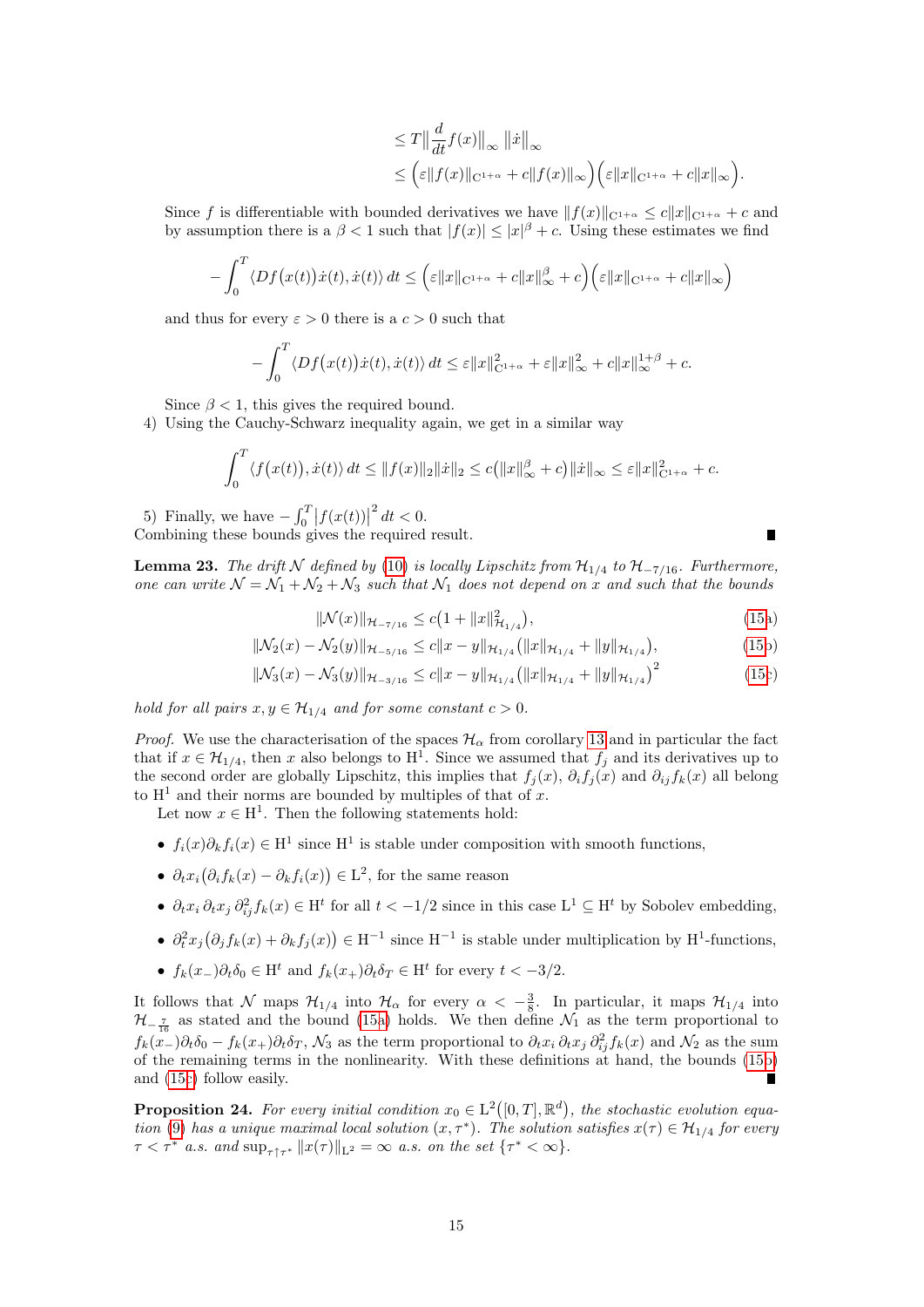$$
\begin{aligned}
&\leq T\big\|\frac{d}{dt}f(x)\big\|_\infty \,\|\dot{x}\|_\infty \\
&\leq \Big(\varepsilon\|f(x)\|_{\mathrm{C}^{1+\alpha}} + c\|f(x)\|_\infty\Big)\Big(\varepsilon\|x\|_{\mathrm{C}^{1+\alpha}} + c\|x\|_\infty\Big).
\end{aligned}
$$

Since $f$ is differentiable with bounded derivatives we have $\|f(x)\|_{\mathrm{C}^{1+\alpha}} \leq c\|x\|_{\mathrm{C}^{1+\alpha}} + c$ and by assumption there is a $\beta < 1$ such that $|f(x)| \leq |x|^\beta + c$. Using these estimates we find

$$
-\int_0^T \langle Df\big(x(t)\big)\dot{x}(t), \dot{x}(t)\rangle\,dt \leq \Big(\varepsilon\|x\|_{\mathrm{C}^{1+\alpha}} + c\|x\|_\infty^\beta + c\Big)\Big(\varepsilon\|x\|_{\mathrm{C}^{1+\alpha}} + c\|x\|_\infty\Big)
$$

and thus for every $\varepsilon > 0$ there is a $c > 0$ such that

$$
-\int_0^T \langle Df\big(x(t)\big)\dot{x}(t), \dot{x}(t)\rangle\,dt \leq \varepsilon\|x\|^2_{\mathrm{C}^{1+\alpha}} + \varepsilon\|x\|_\infty^2 + c\|x\|_\infty^{1+\beta} + c.
$$

Since $\beta < 1$, this gives the required bound.

4) Using the Cauchy-Schwarz inequality again, we get in a similar way

$$
\int_0^T \langle f\big(x(t)\big), \dot{x}(t)\rangle\,dt \leq \|f(x)\|_2\|\dot{x}\|_2 \leq c\big(\|x\|_\infty^\beta + c\big)\|\dot{x}\|_\infty \leq \varepsilon\|x\|^2_{\mathrm{C}^{1+\alpha}} + c.
$$

5) Finally, we have $-\int_0^T \big|f(x(t))\big|^2\,dt < 0$.

Combining these bounds gives the required result. ∎

**Lemma 23.** *The drift $\mathcal{N}$ defined by (10) is locally Lipschitz from $\mathcal{H}_{1/4}$ to $\mathcal{H}_{-7/16}$. Furthermore, one can write $\mathcal{N} = \mathcal{N}_1 + \mathcal{N}_2 + \mathcal{N}_3$ such that $\mathcal{N}_1$ does not depend on $x$ and such that the bounds*

$$
\|\mathcal{N}(x)\|_{\mathcal{H}_{-7/16}} \leq c\big(1 + \|x\|^2_{\mathcal{H}_{1/4}}\big), \tag{15a}
$$

$$
\|\mathcal{N}_2(x) - \mathcal{N}_2(y)\|_{\mathcal{H}_{-5/16}} \leq c\|x-y\|_{\mathcal{H}_{1/4}}\big(\|x\|_{\mathcal{H}_{1/4}} + \|y\|_{\mathcal{H}_{1/4}}\big), \tag{15b}
$$

$$
\|\mathcal{N}_3(x) - \mathcal{N}_3(y)\|_{\mathcal{H}_{-3/16}} \leq c\|x-y\|_{\mathcal{H}_{1/4}}\big(\|x\|_{\mathcal{H}_{1/4}} + \|y\|_{\mathcal{H}_{1/4}}\big)^2 \tag{15c}
$$

*hold for all pairs $x, y \in \mathcal{H}_{1/4}$ and for some constant $c > 0$.*

*Proof.* We use the characterisation of the spaces $\mathcal{H}_\alpha$ from corollary 13 and in particular the fact that if $x \in \mathcal{H}_{1/4}$, then $x$ also belongs to $\mathrm{H}^1$. Since we assumed that $f_j$ and its derivatives up to the second order are globally Lipschitz, this implies that $f_j(x)$, $\partial_i f_j(x)$ and $\partial_{ij} f_k(x)$ all belong to $\mathrm{H}^1$ and their norms are bounded by multiples of that of $x$.

Let now $x \in \mathrm{H}^1$. Then the following statements hold:

- $f_i(x)\partial_k f_i(x) \in \mathrm{H}^1$ since $\mathrm{H}^1$ is stable under composition with smooth functions,
- $\partial_t x_i\big(\partial_i f_k(x) - \partial_k f_i(x)\big) \in \mathrm{L}^2$, for the same reason
- $\partial_t x_i\,\partial_t x_j\,\partial^2_{ij} f_k(x) \in \mathrm{H}^t$ for all $t < -1/2$ since in this case $\mathrm{L}^1 \subseteq \mathrm{H}^t$ by Sobolev embedding,
- $\partial_t^2 x_j\big(\partial_j f_k(x) + \partial_k f_j(x)\big) \in \mathrm{H}^{-1}$ since $\mathrm{H}^{-1}$ is stable under multiplication by $\mathrm{H}^1$-functions,
- $f_k(x_-)\partial_t\delta_0 \in \mathrm{H}^t$ and $f_k(x_+)\partial_t\delta_T \in \mathrm{H}^t$ for every $t < -3/2$.

It follows that $\mathcal{N}$ maps $\mathcal{H}_{1/4}$ into $\mathcal{H}_\alpha$ for every $\alpha < -\frac{3}{8}$. In particular, it maps $\mathcal{H}_{1/4}$ into $\mathcal{H}_{-\frac{7}{16}}$ as stated and the bound (15a) holds. We then define $\mathcal{N}_1$ as the term proportional to $f_k(x_-)\partial_t\delta_0 - f_k(x_+)\partial_t\delta_T$, $\mathcal{N}_3$ as the term proportional to $\partial_t x_i\,\partial_t x_j\,\partial^2_{ij} f_k(x)$ and $\mathcal{N}_2$ as the sum of the remaining terms in the nonlinearity. With these definitions at hand, the bounds (15b) and (15c) follow easily. ∎

**Proposition 24.** *For every initial condition $x_0 \in \mathrm{L}^2\big([0,T], \mathbb{R}^d\big)$, the stochastic evolution equation (9) has a unique maximal local solution $(x, \tau^*)$. The solution satisfies $x(\tau) \in \mathcal{H}_{1/4}$ for every $\tau < \tau^*$ a.s. and $\sup_{\tau\uparrow\tau^*} \|x(\tau)\|_{\mathrm{L}^2} = \infty$ a.s. on the set $\{\tau^* < \infty\}$.*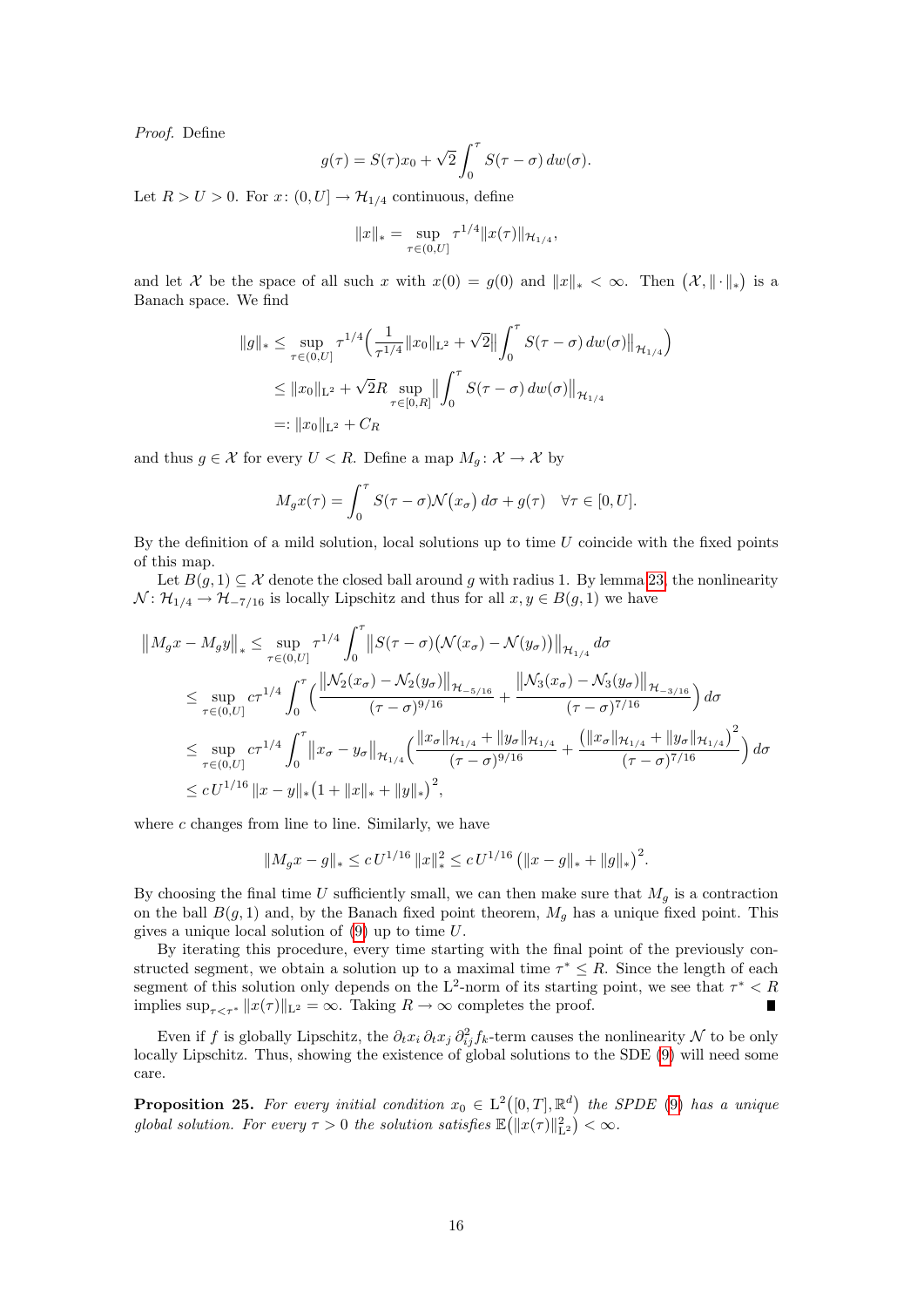*Proof.* Define

$$g(\tau) = S(\tau)x_0 + \sqrt{2}\int_0^\tau S(\tau-\sigma)\,dw(\sigma).$$

Let $R > U > 0$. For $x\colon (0,U] \to \mathcal{H}_{1/4}$ continuous, define

$$\|x\|_* = \sup_{\tau\in(0,U]} \tau^{1/4}\|x(\tau)\|_{\mathcal{H}_{1/4}},$$

and let $\mathcal{X}$ be the space of all such $x$ with $x(0) = g(0)$ and $\|x\|_* < \infty$. Then $\big(\mathcal{X}, \|\cdot\|_*\big)$ is a Banach space. We find

$$\begin{aligned}
\|g\|_* &\leq \sup_{\tau\in(0,U]} \tau^{1/4}\Big(\frac{1}{\tau^{1/4}}\|x_0\|_{\mathrm{L}^2} + \sqrt{2}\Big\|\int_0^\tau S(\tau-\sigma)\,dw(\sigma)\Big\|_{\mathcal{H}_{1/4}}\Big)\\
&\leq \|x_0\|_{\mathrm{L}^2} + \sqrt{2}R\sup_{\tau\in[0,R]}\Big\|\int_0^\tau S(\tau-\sigma)\,dw(\sigma)\Big\|_{\mathcal{H}_{1/4}}\\
&=: \|x_0\|_{\mathrm{L}^2} + C_R
\end{aligned}$$

and thus $g \in \mathcal{X}$ for every $U < R$. Define a map $M_g\colon \mathcal{X}\to\mathcal{X}$ by

$$M_g x(\tau) = \int_0^\tau S(\tau-\sigma)\mathcal{N}\big(x_\sigma\big)\,d\sigma + g(\tau) \quad \forall\tau\in[0,U].$$

By the definition of a mild solution, local solutions up to time $U$ coincide with the fixed points of this map.

Let $B(g,1)\subseteq\mathcal{X}$ denote the closed ball around $g$ with radius 1. By lemma 23, the nonlinearity $\mathcal{N}\colon \mathcal{H}_{1/4}\to\mathcal{H}_{-7/16}$ is locally Lipschitz and thus for all $x,y\in B(g,1)$ we have

$$\begin{aligned}
\big\|M_g x - M_g y\big\|_* &\leq \sup_{\tau\in(0,U]} \tau^{1/4}\int_0^\tau \big\|S(\tau-\sigma)\big(\mathcal{N}(x_\sigma)-\mathcal{N}(y_\sigma)\big)\big\|_{\mathcal{H}_{1/4}}\,d\sigma\\
&\leq \sup_{\tau\in(0,U]} c\tau^{1/4}\int_0^\tau \Big(\frac{\big\|\mathcal{N}_2(x_\sigma)-\mathcal{N}_2(y_\sigma)\big\|_{\mathcal{H}_{-5/16}}}{(\tau-\sigma)^{9/16}} + \frac{\big\|\mathcal{N}_3(x_\sigma)-\mathcal{N}_3(y_\sigma)\big\|_{\mathcal{H}_{-3/16}}}{(\tau-\sigma)^{7/16}}\Big)\,d\sigma\\
&\leq \sup_{\tau\in(0,U]} c\tau^{1/4}\int_0^\tau \big\|x_\sigma - y_\sigma\big\|_{\mathcal{H}_{1/4}}\Big(\frac{\|x_\sigma\|_{\mathcal{H}_{1/4}}+\|y_\sigma\|_{\mathcal{H}_{1/4}}}{(\tau-\sigma)^{9/16}} + \frac{\big(\|x_\sigma\|_{\mathcal{H}_{1/4}}+\|y_\sigma\|_{\mathcal{H}_{1/4}}\big)^2}{(\tau-\sigma)^{7/16}}\Big)\,d\sigma\\
&\leq c\,U^{1/16}\,\|x-y\|_*\big(1+\|x\|_*+\|y\|_*\big)^2,
\end{aligned}$$

where $c$ changes from line to line. Similarly, we have

$$\|M_g x - g\|_* \leq c\,U^{1/16}\,\|x\|_*^2 \leq c\,U^{1/16}\,\big(\|x-g\|_* + \|g\|_*\big)^2.$$

By choosing the final time $U$ sufficiently small, we can then make sure that $M_g$ is a contraction on the ball $B(g,1)$ and, by the Banach fixed point theorem, $M_g$ has a unique fixed point. This gives a unique local solution of (9) up to time $U$.

By iterating this procedure, every time starting with the final point of the previously constructed segment, we obtain a solution up to a maximal time $\tau^* \leq R$. Since the length of each segment of this solution only depends on the $\mathrm{L}^2$-norm of its starting point, we see that $\tau^* < R$ implies $\sup_{\tau<\tau^*}\|x(\tau)\|_{\mathrm{L}^2} = \infty$. Taking $R\to\infty$ completes the proof. ∎

Even if $f$ is globally Lipschitz, the $\partial_t x_i\,\partial_t x_j\,\partial^2_{ij} f_k$-term causes the nonlinearity $\mathcal{N}$ to be only locally Lipschitz. Thus, showing the existence of global solutions to the SDE (9) will need some care.

**Proposition 25.** *For every initial condition $x_0 \in \mathrm{L}^2\big([0,T],\mathbb{R}^d\big)$ the SPDE (9) has a unique global solution. For every $\tau > 0$ the solution satisfies $\mathbb{E}\big(\|x(\tau)\|_{\mathrm{L}^2}^2\big) < \infty$.*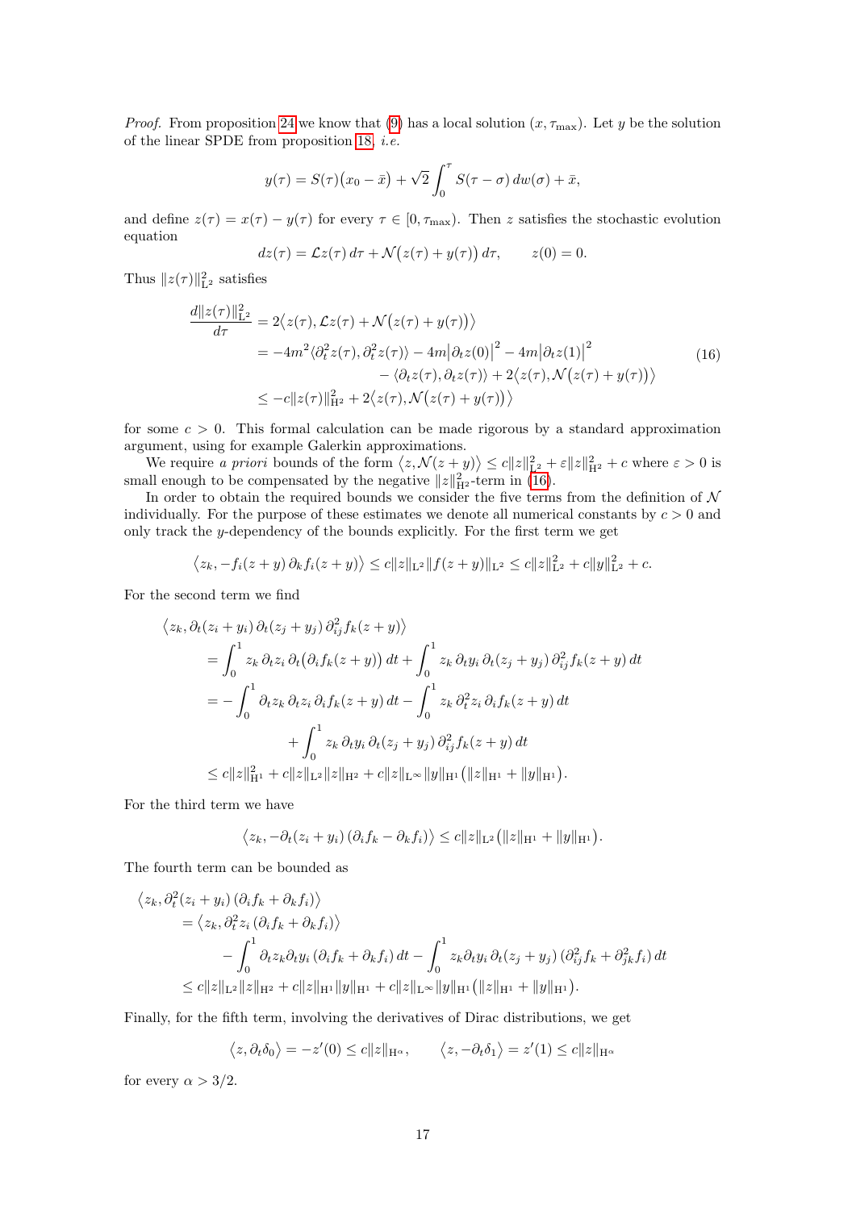*Proof.* From proposition 24 we know that (9) has a local solution $(x, \tau_{\max})$. Let $y$ be the solution of the linear SPDE from proposition 18, *i.e.*

$$y(\tau) = S(\tau)\big(x_0 - \bar{x}\big) + \sqrt{2}\int_0^\tau S(\tau - \sigma)\, dw(\sigma) + \bar{x},$$

and define $z(\tau) = x(\tau) - y(\tau)$ for every $\tau \in [0, \tau_{\max})$. Then $z$ satisfies the stochastic evolution equation

$$dz(\tau) = \mathcal{L}z(\tau)\, d\tau + \mathcal{N}\big(z(\tau) + y(\tau)\big)\, d\tau, \qquad z(0) = 0.$$

Thus $\|z(\tau)\|_{\mathrm{L}^2}^2$ satisfies

$$\begin{aligned}
\frac{d\|z(\tau)\|_{\mathrm{L}^2}^2}{d\tau} &= 2\big\langle z(\tau), \mathcal{L}z(\tau) + \mathcal{N}\big(z(\tau) + y(\tau)\big)\big\rangle \\
&= -4m^2\langle \partial_t^2 z(\tau), \partial_t^2 z(\tau)\rangle - 4m\big|\partial_t z(0)\big|^2 - 4m\big|\partial_t z(1)\big|^2 \\
&\qquad - \langle \partial_t z(\tau), \partial_t z(\tau)\rangle + 2\big\langle z(\tau), \mathcal{N}\big(z(\tau) + y(\tau)\big)\big\rangle \\
&\leq -c\|z(\tau)\|_{\mathrm{H}^2}^2 + 2\big\langle z(\tau), \mathcal{N}\big(z(\tau) + y(\tau)\big)\big\rangle
\end{aligned} \tag{16}$$

for some $c > 0$. This formal calculation can be made rigorous by a standard approximation argument, using for example Galerkin approximations.

We require *a priori* bounds of the form $\big\langle z, \mathcal{N}(z + y)\big\rangle \leq c\|z\|_{\mathrm{L}^2}^2 + \varepsilon\|z\|_{\mathrm{H}^2}^2 + c$ where $\varepsilon > 0$ is small enough to be compensated by the negative $\|z\|_{\mathrm{H}^2}^2$-term in (16).

In order to obtain the required bounds we consider the five terms from the definition of $\mathcal{N}$ individually. For the purpose of these estimates we denote all numerical constants by $c > 0$ and only track the $y$-dependency of the bounds explicitly. For the first term we get

$$\big\langle z_k, -f_i(z + y)\,\partial_k f_i(z + y)\big\rangle \leq c\|z\|_{\mathrm{L}^2}\|f(z + y)\|_{\mathrm{L}^2} \leq c\|z\|_{\mathrm{L}^2}^2 + c\|y\|_{\mathrm{L}^2}^2 + c.$$

For the second term we find

$$\begin{aligned}
&\big\langle z_k, \partial_t(z_i + y_i)\,\partial_t(z_j + y_j)\,\partial_{ij}^2 f_k(z + y)\big\rangle \\
&\quad = \int_0^1 z_k\,\partial_t z_i\,\partial_t\big(\partial_i f_k(z + y)\big)\, dt + \int_0^1 z_k\,\partial_t y_i\,\partial_t(z_j + y_j)\,\partial_{ij}^2 f_k(z + y)\, dt \\
&\quad = -\int_0^1 \partial_t z_k\,\partial_t z_i\,\partial_i f_k(z + y)\, dt - \int_0^1 z_k\,\partial_t^2 z_i\,\partial_i f_k(z + y)\, dt \\
&\qquad\qquad + \int_0^1 z_k\,\partial_t y_i\,\partial_t(z_j + y_j)\,\partial_{ij}^2 f_k(z + y)\, dt \\
&\quad \leq c\|z\|_{\mathrm{H}^1}^2 + c\|z\|_{\mathrm{L}^2}\|z\|_{\mathrm{H}^2} + c\|z\|_{\mathrm{L}^\infty}\|y\|_{\mathrm{H}^1}\big(\|z\|_{\mathrm{H}^1} + \|y\|_{\mathrm{H}^1}\big).
\end{aligned}$$

For the third term we have

$$\big\langle z_k, -\partial_t(z_i + y_i)\,(\partial_i f_k - \partial_k f_i)\big\rangle \leq c\|z\|_{\mathrm{L}^2}\big(\|z\|_{\mathrm{H}^1} + \|y\|_{\mathrm{H}^1}\big).$$

The fourth term can be bounded as

$$\begin{aligned}
&\big\langle z_k, \partial_t^2(z_i + y_i)\,(\partial_i f_k + \partial_k f_i)\big\rangle \\
&\quad = \big\langle z_k, \partial_t^2 z_i\,(\partial_i f_k + \partial_k f_i)\big\rangle \\
&\qquad - \int_0^1 \partial_t z_k \partial_t y_i\,(\partial_i f_k + \partial_k f_i)\, dt - \int_0^1 z_k \partial_t y_i\,\partial_t(z_j + y_j)\,(\partial_{ij}^2 f_k + \partial_{jk}^2 f_i)\, dt \\
&\quad \leq c\|z\|_{\mathrm{L}^2}\|z\|_{\mathrm{H}^2} + c\|z\|_{\mathrm{H}^1}\|y\|_{\mathrm{H}^1} + c\|z\|_{\mathrm{L}^\infty}\|y\|_{\mathrm{H}^1}\big(\|z\|_{\mathrm{H}^1} + \|y\|_{\mathrm{H}^1}\big).
\end{aligned}$$

Finally, for the fifth term, involving the derivatives of Dirac distributions, we get

$$\big\langle z, \partial_t\delta_0\big\rangle = -z'(0) \leq c\|z\|_{\mathrm{H}^\alpha}, \qquad \big\langle z, -\partial_t\delta_1\big\rangle = z'(1) \leq c\|z\|_{\mathrm{H}^\alpha}$$

for every $\alpha > 3/2$.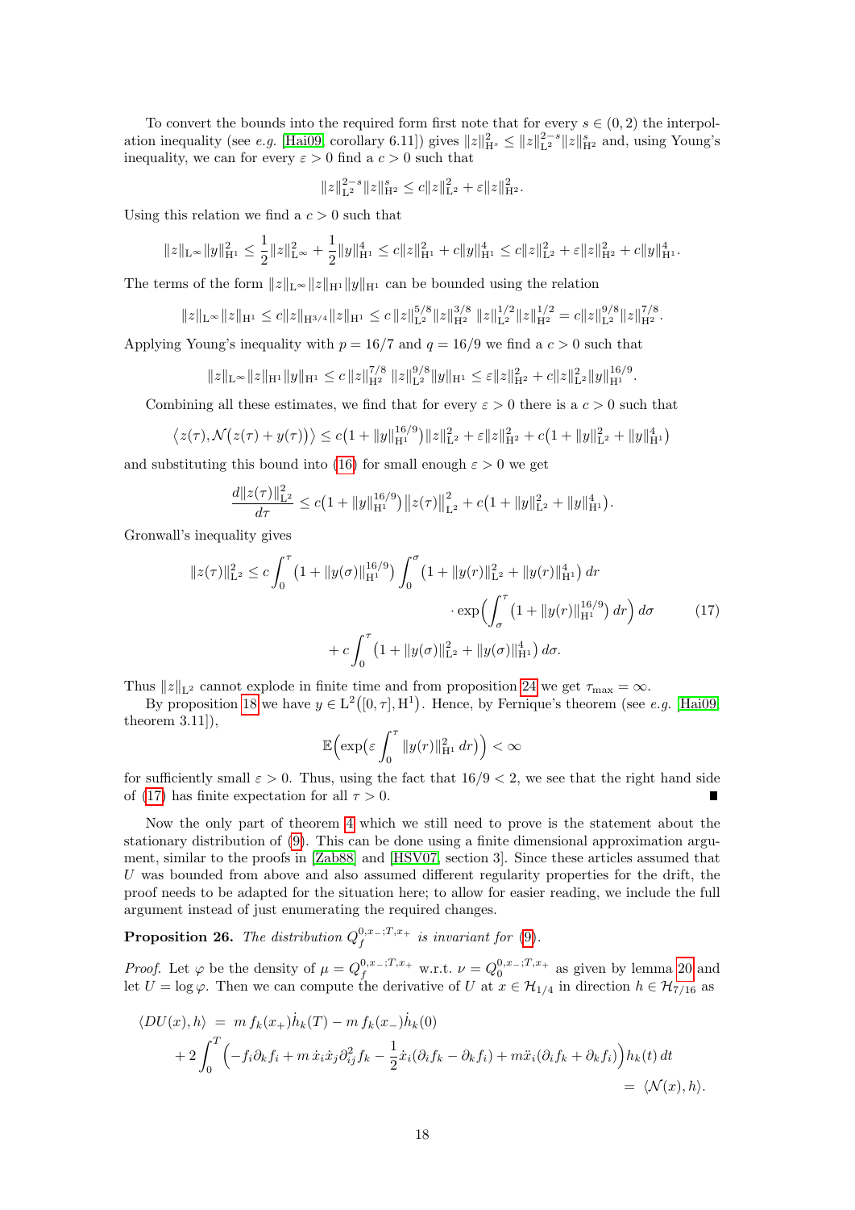To convert the bounds into the required form first note that for every $s \in (0,2)$ the interpolation inequality (see *e.g.* [Hai09, corollary 6.11]) gives $\|z\|_{\mathrm{H}^s}^2 \leq \|z\|_{\mathrm{L}^2}^{2-s}\|z\|_{\mathrm{H}^2}^s$ and, using Young's inequality, we can for every $\varepsilon > 0$ find a $c > 0$ such that

$$\|z\|_{\mathrm{L}^2}^{2-s}\|z\|_{\mathrm{H}^2}^s \leq c\|z\|_{\mathrm{L}^2}^2 + \varepsilon\|z\|_{\mathrm{H}^2}^2.$$

Using this relation we find a $c > 0$ such that

$$\|z\|_{\mathrm{L}^\infty}\|y\|_{\mathrm{H}^1}^2 \leq \frac{1}{2}\|z\|_{\mathrm{L}^\infty}^2 + \frac{1}{2}\|y\|_{\mathrm{H}^1}^4 \leq c\|z\|_{\mathrm{H}^1}^2 + c\|y\|_{\mathrm{H}^1}^4 \leq c\|z\|_{\mathrm{L}^2}^2 + \varepsilon\|z\|_{\mathrm{H}^2}^2 + c\|y\|_{\mathrm{H}^1}^4.$$

The terms of the form $\|z\|_{\mathrm{L}^\infty}\|z\|_{\mathrm{H}^1}\|y\|_{\mathrm{H}^1}$ can be bounded using the relation

$$\|z\|_{\mathrm{L}^\infty}\|z\|_{\mathrm{H}^1} \leq c\|z\|_{\mathrm{H}^{3/4}}\|z\|_{\mathrm{H}^1} \leq c\,\|z\|_{\mathrm{L}^2}^{5/8}\|z\|_{\mathrm{H}^2}^{3/8}\,\|z\|_{\mathrm{L}^2}^{1/2}\|z\|_{\mathrm{H}^2}^{1/2} = c\|z\|_{\mathrm{L}^2}^{9/8}\|z\|_{\mathrm{H}^2}^{7/8}.$$

Applying Young's inequality with $p = 16/7$ and $q = 16/9$ we find a $c > 0$ such that

$$\|z\|_{\mathrm{L}^\infty}\|z\|_{\mathrm{H}^1}\|y\|_{\mathrm{H}^1} \leq c\,\|z\|_{\mathrm{H}^2}^{7/8}\,\|z\|_{\mathrm{L}^2}^{9/8}\|y\|_{\mathrm{H}^1} \leq \varepsilon\|z\|_{\mathrm{H}^2}^2 + c\|z\|_{\mathrm{L}^2}^2\|y\|_{\mathrm{H}^1}^{16/9}.$$

Combining all these estimates, we find that for every $\varepsilon > 0$ there is a $c > 0$ such that

$$\big\langle z(\tau), \mathcal{N}\big(z(\tau) + y(\tau)\big)\big\rangle \leq c\big(1 + \|y\|_{\mathrm{H}^1}^{16/9}\big)\|z\|_{\mathrm{L}^2}^2 + \varepsilon\|z\|_{\mathrm{H}^2}^2 + c\big(1 + \|y\|_{\mathrm{L}^2}^2 + \|y\|_{\mathrm{H}^1}^4\big)$$

and substituting this bound into (16) for small enough $\varepsilon > 0$ we get

$$\frac{d\|z(\tau)\|_{\mathrm{L}^2}^2}{d\tau} \leq c\big(1 + \|y\|_{\mathrm{H}^1}^{16/9}\big)\big\|z(\tau)\big\|_{\mathrm{L}^2}^2 + c\big(1 + \|y\|_{\mathrm{L}^2}^2 + \|y\|_{\mathrm{H}^1}^4\big).$$

Gronwall's inequality gives

$$\begin{aligned}
\|z(\tau)\|_{\mathrm{L}^2}^2 \leq c\int_0^\tau \big(1 + \|y(\sigma)\|_{\mathrm{H}^1}^{16/9}\big)\int_0^\sigma \big(1 + \|y(r)\|_{\mathrm{L}^2}^2 + \|y(r)\|_{\mathrm{H}^1}^4\big)\,dr \\
\cdot \exp\Big(\int_\sigma^\tau \big(1 + \|y(r)\|_{\mathrm{H}^1}^{16/9}\big)\,dr\Big)\,d\sigma \qquad (17) \\
+ c\int_0^\tau \big(1 + \|y(\sigma)\|_{\mathrm{L}^2}^2 + \|y(\sigma)\|_{\mathrm{H}^1}^4\big)\,d\sigma.
\end{aligned}$$

Thus $\|z\|_{\mathrm{L}^2}$ cannot explode in finite time and from proposition 24 we get $\tau_{\max} = \infty$.

By proposition 18 we have $y \in \mathrm{L}^2\big([0,\tau], \mathrm{H}^1\big)$. Hence, by Fernique's theorem (see *e.g.* [Hai09, theorem 3.11]),

$$\mathbb{E}\Big(\exp\big(\varepsilon\int_0^\tau \|y(r)\|_{\mathrm{H}^1}^2\,dr\big)\Big) < \infty$$

for sufficiently small $\varepsilon > 0$. Thus, using the fact that $16/9 < 2$, we see that the right hand side of (17) has finite expectation for all $\tau > 0$. ∎

Now the only part of theorem 4 which we still need to prove is the statement about the stationary distribution of (9). This can be done using a finite dimensional approximation argument, similar to the proofs in [Zab88] and [HSV07, section 3]. Since these articles assumed that $U$ was bounded from above and also assumed different regularity properties for the drift, the proof needs to be adapted for the situation here; to allow for easier reading, we include the full argument instead of just enumerating the required changes.

**Proposition 26.** *The distribution $Q_f^{0,x_-;T,x_+}$ is invariant for (9).*

*Proof.* Let $\varphi$ be the density of $\mu = Q_f^{0,x_-;T,x_+}$ w.r.t. $\nu = Q_0^{0,x_-;T,x_+}$ as given by lemma 20 and let $U = \log\varphi$. Then we can compute the derivative of $U$ at $x \in \mathcal{H}_{1/4}$ in direction $h \in \mathcal{H}_{7/16}$ as

$$\begin{aligned}
\langle DU(x), h\rangle \;&=\; m\,f_k(x_+)\dot h_k(T) - m\,f_k(x_-)\dot h_k(0) \\
&\quad + 2\int_0^T \Big(-f_i\partial_k f_i + m\,\dot x_i\dot x_j\partial_{ij}^2 f_k - \frac{1}{2}\dot x_i(\partial_i f_k - \partial_k f_i) + m\ddot x_i(\partial_i f_k + \partial_k f_i)\Big)h_k(t)\,dt \\
&\;=\; \langle\mathcal{N}(x), h\rangle.
\end{aligned}$$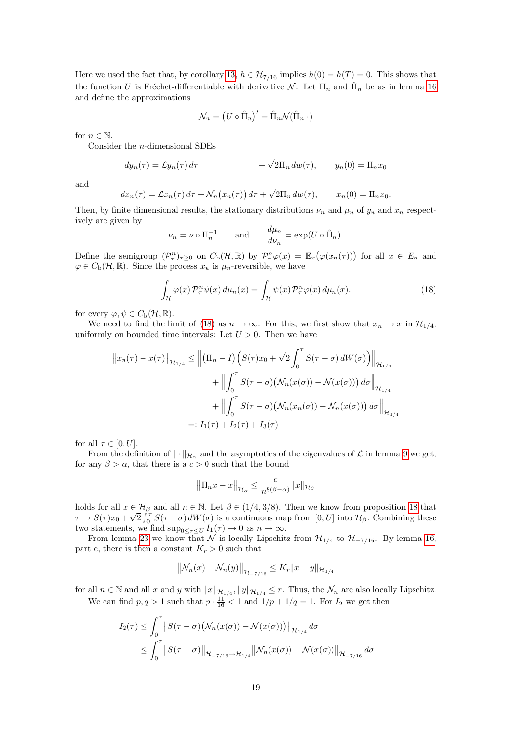Here we used the fact that, by corollary 13, $h \in \mathcal{H}_{7/16}$ implies $h(0) = h(T) = 0$. This shows that the function $U$ is Fréchet-differentiable with derivative $\mathcal{N}$. Let $\Pi_n$ and $\hat{\Pi}_n$ be as in lemma 16 and define the approximations

$$\mathcal{N}_n = \big(U \circ \hat{\Pi}_n\big)' = \hat{\Pi}_n \mathcal{N}(\hat{\Pi}_n \,\cdot\,)$$

for $n \in \mathbb{N}$.

Consider the $n$-dimensional SDEs

$$dy_n(\tau) = \mathcal{L} y_n(\tau)\, d\tau \qquad\qquad\qquad + \sqrt{2}\Pi_n\, dw(\tau), \qquad y_n(0) = \Pi_n x_0$$

and

$$dx_n(\tau) = \mathcal{L} x_n(\tau)\, d\tau + \mathcal{N}_n\big(x_n(\tau)\big)\, d\tau + \sqrt{2}\Pi_n\, dw(\tau), \qquad x_n(0) = \Pi_n x_0.$$

Then, by finite dimensional results, the stationary distributions $\nu_n$ and $\mu_n$ of $y_n$ and $x_n$ respectively are given by

$$\nu_n = \nu \circ \Pi_n^{-1} \qquad \text{and} \qquad \frac{d\mu_n}{d\nu_n} = \exp(U \circ \hat{\Pi}_n).$$

Define the semigroup $(\mathcal{P}^n_\tau)_{\tau \geq 0}$ on $C_\mathrm{b}(\mathcal{H}, \mathbb{R})$ by $\mathcal{P}^n_\tau \varphi(x) = \mathbb{E}_x\big(\varphi(x_n(\tau))\big)$ for all $x \in E_n$ and $\varphi \in C_\mathrm{b}(\mathcal{H}, \mathbb{R})$. Since the process $x_n$ is $\mu_n$-reversible, we have

$$\int_{\mathcal{H}} \varphi(x)\, \mathcal{P}^n_\tau \psi(x)\, d\mu_n(x) = \int_{\mathcal{H}} \psi(x)\, \mathcal{P}^n_\tau \varphi(x)\, d\mu_n(x). \tag{18}$$

for every $\varphi, \psi \in C_\mathrm{b}(\mathcal{H}, \mathbb{R})$.

We need to find the limit of (18) as $n \to \infty$. For this, we first show that $x_n \to x$ in $\mathcal{H}_{1/4}$, uniformly on bounded time intervals: Let $U > 0$. Then we have

$$\begin{aligned}
\big\|x_n(\tau) - x(\tau)\big\|_{\mathcal{H}_{1/4}} &\leq \Big\|\big(\Pi_n - I\big)\Big(S(\tau)x_0 + \sqrt{2}\int_0^\tau S(\tau-\sigma)\, dW(\sigma)\Big)\Big\|_{\mathcal{H}_{1/4}} \\
&\qquad + \Big\|\int_0^\tau S(\tau-\sigma)\big(\mathcal{N}_n(x(\sigma)) - \mathcal{N}(x(\sigma))\big)\, d\sigma\Big\|_{\mathcal{H}_{1/4}} \\
&\qquad + \Big\|\int_0^\tau S(\tau-\sigma)\big(\mathcal{N}_n(x_n(\sigma)) - \mathcal{N}_n(x(\sigma))\big)\, d\sigma\Big\|_{\mathcal{H}_{1/4}} \\
&=: I_1(\tau) + I_2(\tau) + I_3(\tau)
\end{aligned}$$

for all $\tau \in [0, U]$.

From the definition of $\|\cdot\|_{\mathcal{H}_\alpha}$ and the asymptotics of the eigenvalues of $\mathcal{L}$ in lemma 9 we get, for any $\beta > \alpha$, that there is a $c > 0$ such that the bound

$$\big\|\Pi_n x - x\big\|_{\mathcal{H}_\alpha} \leq \frac{c}{n^{8(\beta-\alpha)}} \|x\|_{\mathcal{H}_\beta}$$

holds for all $x \in \mathcal{H}_\beta$ and all $n \in \mathbb{N}$. Let $\beta \in (1/4, 3/8)$. Then we know from proposition 18 that $\tau \mapsto S(\tau)x_0 + \sqrt{2}\int_0^\tau S(\tau-\sigma)\, dW(\sigma)$ is a continuous map from $[0, U]$ into $\mathcal{H}_\beta$. Combining these two statements, we find $\sup_{0 \leq \tau \leq U} I_1(\tau) \to 0$ as $n \to \infty$.

From lemma 23 we know that $\mathcal{N}$ is locally Lipschitz from $\mathcal{H}_{1/4}$ to $\mathcal{H}_{-7/16}$. By lemma 16, part c, there is then a constant $K_r > 0$ such that

$$\big\|\mathcal{N}_n(x) - \mathcal{N}_n(y)\big\|_{\mathcal{H}_{-7/16}} \leq K_r \|x - y\|_{\mathcal{H}_{1/4}}$$

for all $n \in \mathbb{N}$ and all $x$ and $y$ with $\|x\|_{\mathcal{H}_{1/4}}, \|y\|_{\mathcal{H}_{1/4}} \leq r$. Thus, the $\mathcal{N}_n$ are also locally Lipschitz.

We can find $p, q > 1$ such that $p \cdot \frac{11}{16} < 1$ and $1/p + 1/q = 1$. For $I_2$ we get then

$$\begin{aligned}
I_2(\tau) &\leq \int_0^\tau \big\|S(\tau-\sigma)\big(\mathcal{N}_n(x(\sigma)) - \mathcal{N}(x(\sigma))\big)\big\|_{\mathcal{H}_{1/4}}\, d\sigma \\
&\leq \int_0^\tau \big\|S(\tau-\sigma)\big\|_{\mathcal{H}_{-7/16} \to \mathcal{H}_{1/4}} \big\|\mathcal{N}_n(x(\sigma)) - \mathcal{N}(x(\sigma))\big\|_{\mathcal{H}_{-7/16}}\, d\sigma
\end{aligned}$$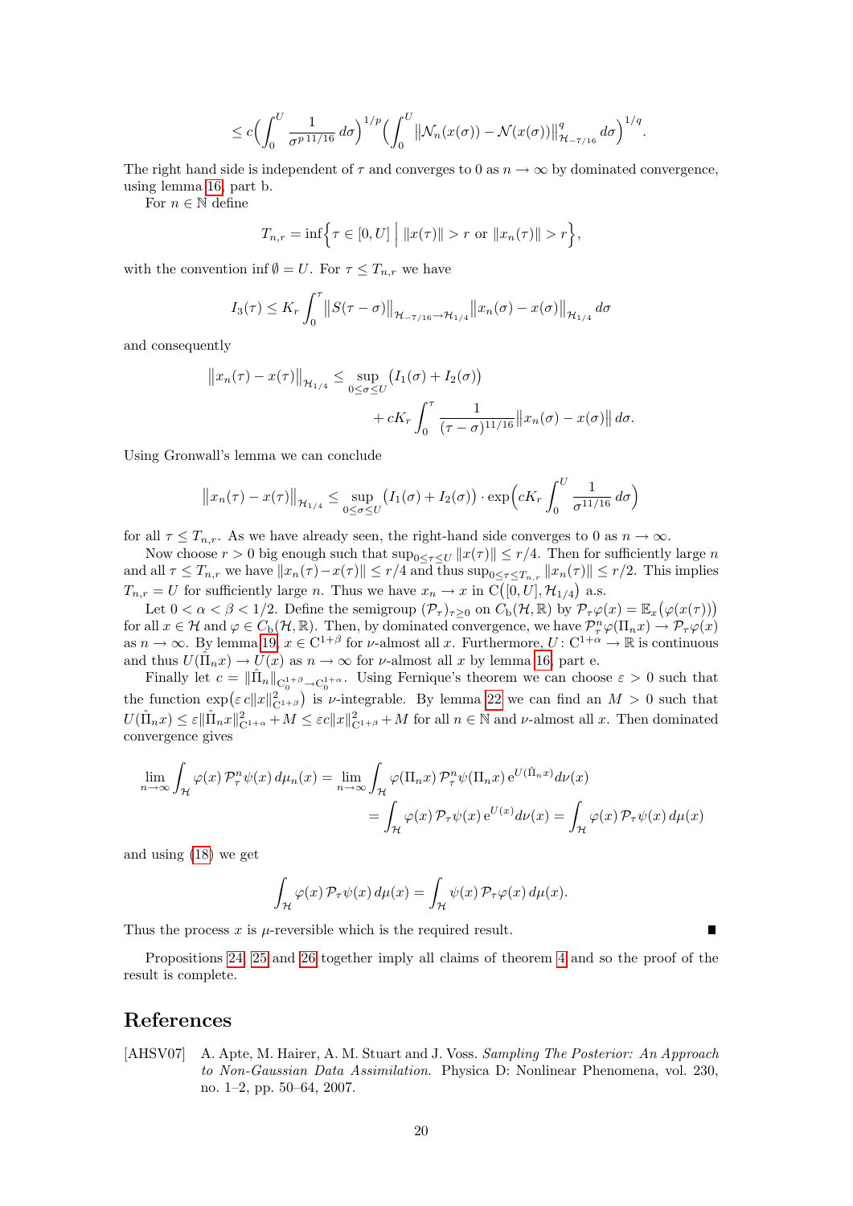$$\leq c\Big(\int_0^U \frac{1}{\sigma^{p\,11/16}}\,d\sigma\Big)^{1/p}\Big(\int_0^U \big\|\mathcal{N}_n(x(\sigma)) - \mathcal{N}(x(\sigma))\big\|_{\mathcal{H}_{-7/16}}^q\,d\sigma\Big)^{1/q}.$$

The right hand side is independent of $\tau$ and converges to 0 as $n \to \infty$ by dominated convergence, using lemma 16, part b.

For $n \in \mathbb{N}$ define

$$T_{n,r} = \inf\Big\{\tau \in [0,U] \;\Big|\; \|x(\tau)\| > r \text{ or } \|x_n(\tau)\| > r\Big\},$$

with the convention $\inf\emptyset = U$. For $\tau \leq T_{n,r}$ we have

$$I_3(\tau) \leq K_r \int_0^\tau \big\|S(\tau-\sigma)\big\|_{\mathcal{H}_{-7/16}\to\mathcal{H}_{1/4}}\big\|x_n(\sigma) - x(\sigma)\big\|_{\mathcal{H}_{1/4}}\,d\sigma$$

and consequently

$$\begin{aligned}\big\|x_n(\tau) - x(\tau)\big\|_{\mathcal{H}_{1/4}} \leq \sup_{0\leq\sigma\leq U}\big(I_1(\sigma) + I_2(\sigma)\big) \\ + cK_r\int_0^\tau \frac{1}{(\tau-\sigma)^{11/16}}\big\|x_n(\sigma) - x(\sigma)\big\|\,d\sigma.\end{aligned}$$

Using Gronwall's lemma we can conclude

$$\big\|x_n(\tau) - x(\tau)\big\|_{\mathcal{H}_{1/4}} \leq \sup_{0\leq\sigma\leq U}\big(I_1(\sigma) + I_2(\sigma)\big)\cdot\exp\Big(cK_r\int_0^U \frac{1}{\sigma^{11/16}}\,d\sigma\Big)$$

for all $\tau \leq T_{n,r}$. As we have already seen, the right-hand side converges to 0 as $n \to \infty$.

Now choose $r > 0$ big enough such that $\sup_{0\leq\tau\leq U}\|x(\tau)\| \leq r/4$. Then for sufficiently large $n$ and all $\tau \leq T_{n,r}$ we have $\|x_n(\tau) - x(\tau)\| \leq r/4$ and thus $\sup_{0\leq\tau\leq T_{n,r}}\|x_n(\tau)\| \leq r/2$. This implies $T_{n,r} = U$ for sufficiently large $n$. Thus we have $x_n \to x$ in $\mathrm{C}\big([0,U],\mathcal{H}_{1/4}\big)$ a.s.

Let $0 < \alpha < \beta < 1/2$. Define the semigroup $(\mathcal{P}_\tau)_{\tau\geq0}$ on $C_\mathrm{b}(\mathcal{H},\mathbb{R})$ by $\mathcal{P}_\tau\varphi(x) = \mathbb{E}_x\big(\varphi(x(\tau))\big)$ for all $x \in \mathcal{H}$ and $\varphi \in C_\mathrm{b}(\mathcal{H},\mathbb{R})$. Then, by dominated convergence, we have $\mathcal{P}_\tau^n\varphi(\Pi_n x) \to \mathcal{P}_\tau\varphi(x)$ as $n \to \infty$. By lemma 19, $x \in \mathrm{C}^{1+\beta}$ for $\nu$-almost all $x$. Furthermore, $U\colon \mathrm{C}^{1+\alpha} \to \mathbb{R}$ is continuous and thus $U(\hat\Pi_n x) \to U(x)$ as $n \to \infty$ for $\nu$-almost all $x$ by lemma 16, part e.

Finally let $c = \|\hat\Pi_n\|_{\mathrm{C}_0^{1+\beta}\to\mathrm{C}_0^{1+\alpha}}$. Using Fernique's theorem we can choose $\varepsilon > 0$ such that the function $\exp\big(\varepsilon\, c\|x\|_{\mathrm{C}^{1+\beta}}^2\big)$ is $\nu$-integrable. By lemma 22 we can find an $M > 0$ such that $U(\hat\Pi_n x) \leq \varepsilon\|\hat\Pi_n x\|_{\mathrm{C}^{1+\alpha}}^2 + M \leq \varepsilon c\|x\|_{\mathrm{C}^{1+\beta}}^2 + M$ for all $n \in \mathbb{N}$ and $\nu$-almost all $x$. Then dominated convergence gives

$$\begin{aligned}\lim_{n\to\infty}\int_\mathcal{H}\varphi(x)\,\mathcal{P}_\tau^n\psi(x)\,d\mu_n(x) &= \lim_{n\to\infty}\int_\mathcal{H}\varphi(\Pi_n x)\,\mathcal{P}_\tau^n\psi(\Pi_n x)\,\mathrm{e}^{U(\hat\Pi_n x)}d\nu(x) \\ &= \int_\mathcal{H}\varphi(x)\,\mathcal{P}_\tau\psi(x)\,\mathrm{e}^{U(x)}d\nu(x) = \int_\mathcal{H}\varphi(x)\,\mathcal{P}_\tau\psi(x)\,d\mu(x)\end{aligned}$$

and using (18) we get

$$\int_\mathcal{H}\varphi(x)\,\mathcal{P}_\tau\psi(x)\,d\mu(x) = \int_\mathcal{H}\psi(x)\,\mathcal{P}_\tau\varphi(x)\,d\mu(x).$$

Thus the process $x$ is $\mu$-reversible which is the required result. ∎

Propositions 24, 25 and 26 together imply all claims of theorem 4 and so the proof of the result is complete.

# References

[AHSV07] A. Apte, M. Hairer, A. M. Stuart and J. Voss. *Sampling The Posterior: An Approach to Non-Gaussian Data Assimilation.* Physica D: Nonlinear Phenomena, vol. 230, no. 1–2, pp. 50–64, 2007.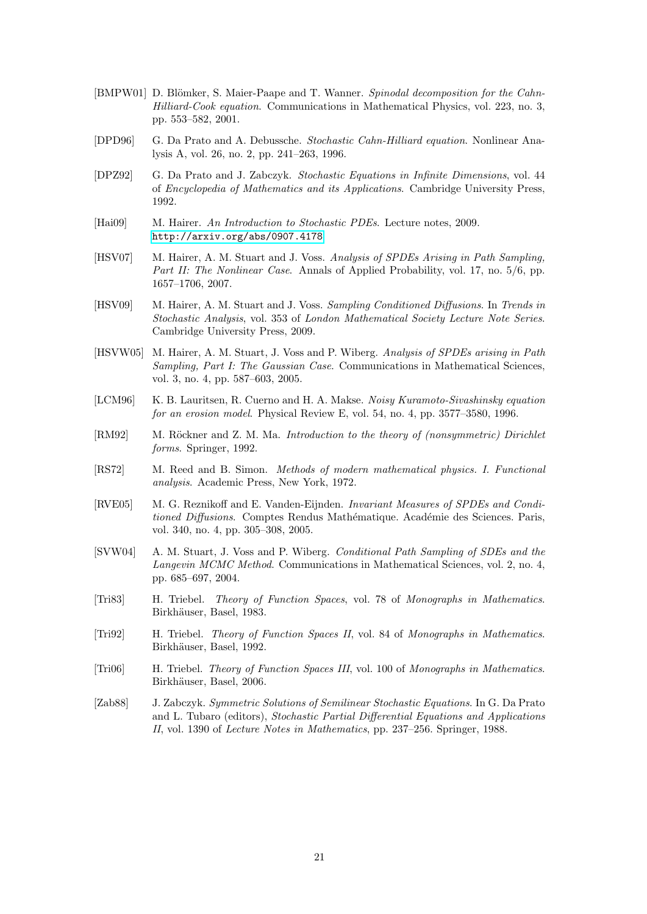[BMPW01] D. Blömker, S. Maier-Paape and T. Wanner. *Spinodal decomposition for the Cahn-Hilliard-Cook equation*. Communications in Mathematical Physics, vol. 223, no. 3, pp. 553–582, 2001.

[DPD96] G. Da Prato and A. Debussche. *Stochastic Cahn-Hilliard equation*. Nonlinear Analysis A, vol. 26, no. 2, pp. 241–263, 1996.

[DPZ92] G. Da Prato and J. Zabczyk. *Stochastic Equations in Infinite Dimensions*, vol. 44 of *Encyclopedia of Mathematics and its Applications*. Cambridge University Press, 1992.

[Hai09] M. Hairer. *An Introduction to Stochastic PDEs*. Lecture notes, 2009. http://arxiv.org/abs/0907.4178

[HSV07] M. Hairer, A. M. Stuart and J. Voss. *Analysis of SPDEs Arising in Path Sampling, Part II: The Nonlinear Case*. Annals of Applied Probability, vol. 17, no. 5/6, pp. 1657–1706, 2007.

[HSV09] M. Hairer, A. M. Stuart and J. Voss. *Sampling Conditioned Diffusions*. In *Trends in Stochastic Analysis*, vol. 353 of *London Mathematical Society Lecture Note Series*. Cambridge University Press, 2009.

[HSVW05] M. Hairer, A. M. Stuart, J. Voss and P. Wiberg. *Analysis of SPDEs arising in Path Sampling, Part I: The Gaussian Case*. Communications in Mathematical Sciences, vol. 3, no. 4, pp. 587–603, 2005.

[LCM96] K. B. Lauritsen, R. Cuerno and H. A. Makse. *Noisy Kuramoto-Sivashinsky equation for an erosion model*. Physical Review E, vol. 54, no. 4, pp. 3577–3580, 1996.

[RM92] M. Röckner and Z. M. Ma. *Introduction to the theory of (nonsymmetric) Dirichlet forms*. Springer, 1992.

[RS72] M. Reed and B. Simon. *Methods of modern mathematical physics. I. Functional analysis*. Academic Press, New York, 1972.

[RVE05] M. G. Reznikoff and E. Vanden-Eijnden. *Invariant Measures of SPDEs and Conditioned Diffusions*. Comptes Rendus Mathématique. Académie des Sciences. Paris, vol. 340, no. 4, pp. 305–308, 2005.

[SVW04] A. M. Stuart, J. Voss and P. Wiberg. *Conditional Path Sampling of SDEs and the Langevin MCMC Method*. Communications in Mathematical Sciences, vol. 2, no. 4, pp. 685–697, 2004.

[Tri83] H. Triebel. *Theory of Function Spaces*, vol. 78 of *Monographs in Mathematics*. Birkhäuser, Basel, 1983.

[Tri92] H. Triebel. *Theory of Function Spaces II*, vol. 84 of *Monographs in Mathematics*. Birkhäuser, Basel, 1992.

[Tri06] H. Triebel. *Theory of Function Spaces III*, vol. 100 of *Monographs in Mathematics*. Birkhäuser, Basel, 2006.

[Zab88] J. Zabczyk. *Symmetric Solutions of Semilinear Stochastic Equations*. In G. Da Prato and L. Tubaro (editors), *Stochastic Partial Differential Equations and Applications II*, vol. 1390 of *Lecture Notes in Mathematics*, pp. 237–256. Springer, 1988.